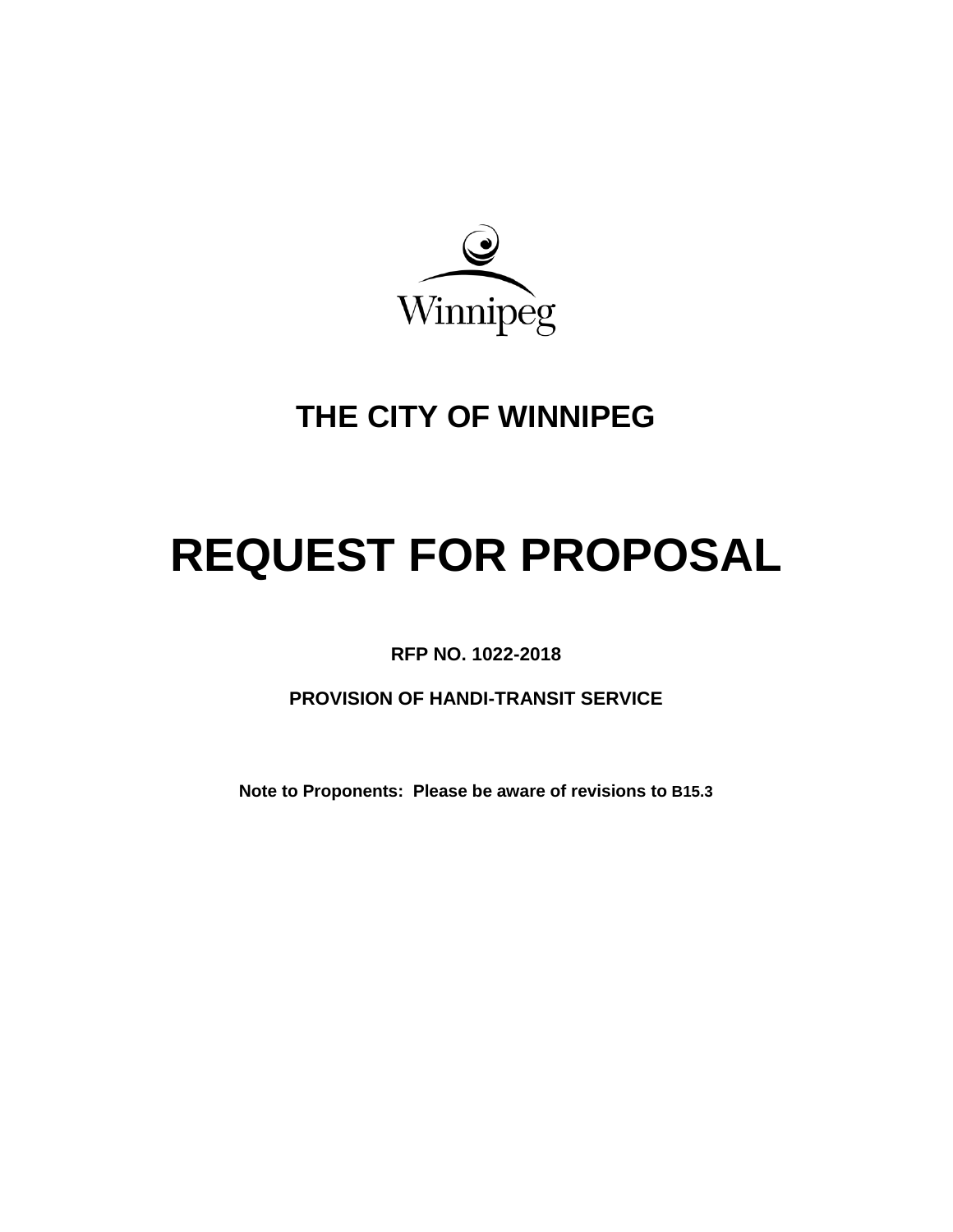Winnipeg

# THE CITY OF WINNIPEG

# REQUEST FOR PROPOSAL

**RFP NO. 1022-2018**

**PROVISION OF HANDI-TRANSIT SERVICE**

**Note to Proponents: Please be aware of revisions to B15.3**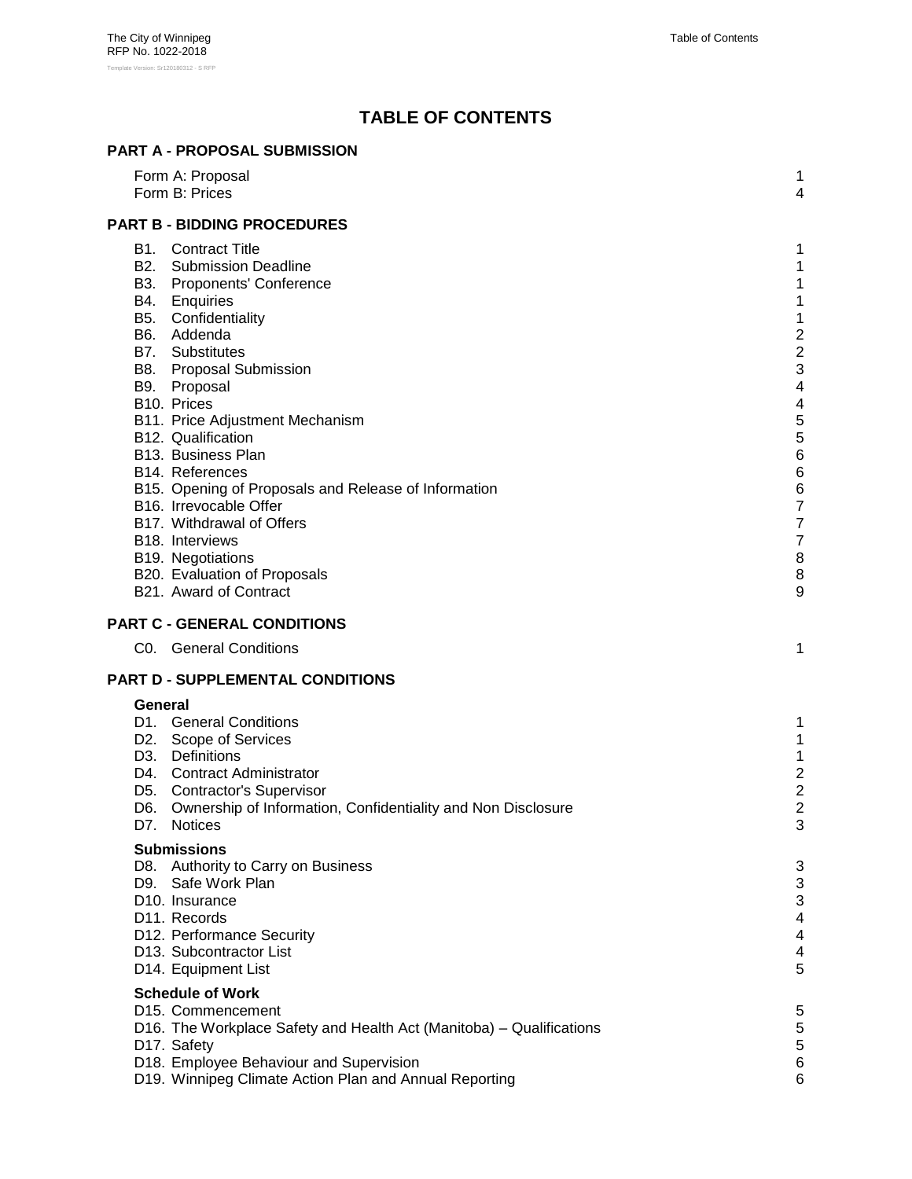# TABLE OF CONTENTS

## PART A - PROPOSAL SUBMISSION

| | |
|---|---|
| Form A: Proposal | 1 |
| Form B: Prices | 4 |

## PART B - BIDDING PROCEDURES

| | |
|---|---|
| B1. Contract Title | 1 |
| B2. Submission Deadline | 1 |
| B3. Proponents' Conference | 1 |
| B4. Enquiries | 1 |
| B5. Confidentiality | 1 |
| B6. Addenda | 2 |
| B7. Substitutes | 2 |
| B8. Proposal Submission | 3 |
| B9. Proposal | 4 |
| B10. Prices | 4 |
| B11. Price Adjustment Mechanism | 5 |
| B12. Qualification | 5 |
| B13. Business Plan | 6 |
| B14. References | 6 |
| B15. Opening of Proposals and Release of Information | 6 |
| B16. Irrevocable Offer | 7 |
| B17. Withdrawal of Offers | 7 |
| B18. Interviews | 7 |
| B19. Negotiations | 8 |
| B20. Evaluation of Proposals | 8 |
| B21. Award of Contract | 9 |

## PART C - GENERAL CONDITIONS

| | |
|---|---|
| C0. General Conditions | 1 |

## PART D - SUPPLEMENTAL CONDITIONS

### General

| | |
|---|---|
| D1. General Conditions | 1 |
| D2. Scope of Services | 1 |
| D3. Definitions | 1 |
| D4. Contract Administrator | 2 |
| D5. Contractor's Supervisor | 2 |
| D6. Ownership of Information, Confidentiality and Non Disclosure | 2 |
| D7. Notices | 3 |

### Submissions

| | |
|---|---|
| D8. Authority to Carry on Business | 3 |
| D9. Safe Work Plan | 3 |
| D10. Insurance | 3 |
| D11. Records | 4 |
| D12. Performance Security | 4 |
| D13. Subcontractor List | 4 |
| D14. Equipment List | 5 |

### Schedule of Work

| | |
|---|---|
| D15. Commencement | 5 |
| D16. The Workplace Safety and Health Act (Manitoba) – Qualifications | 5 |
| D17. Safety | 5 |
| D18. Employee Behaviour and Supervision | 6 |
| D19. Winnipeg Climate Action Plan and Annual Reporting | 6 |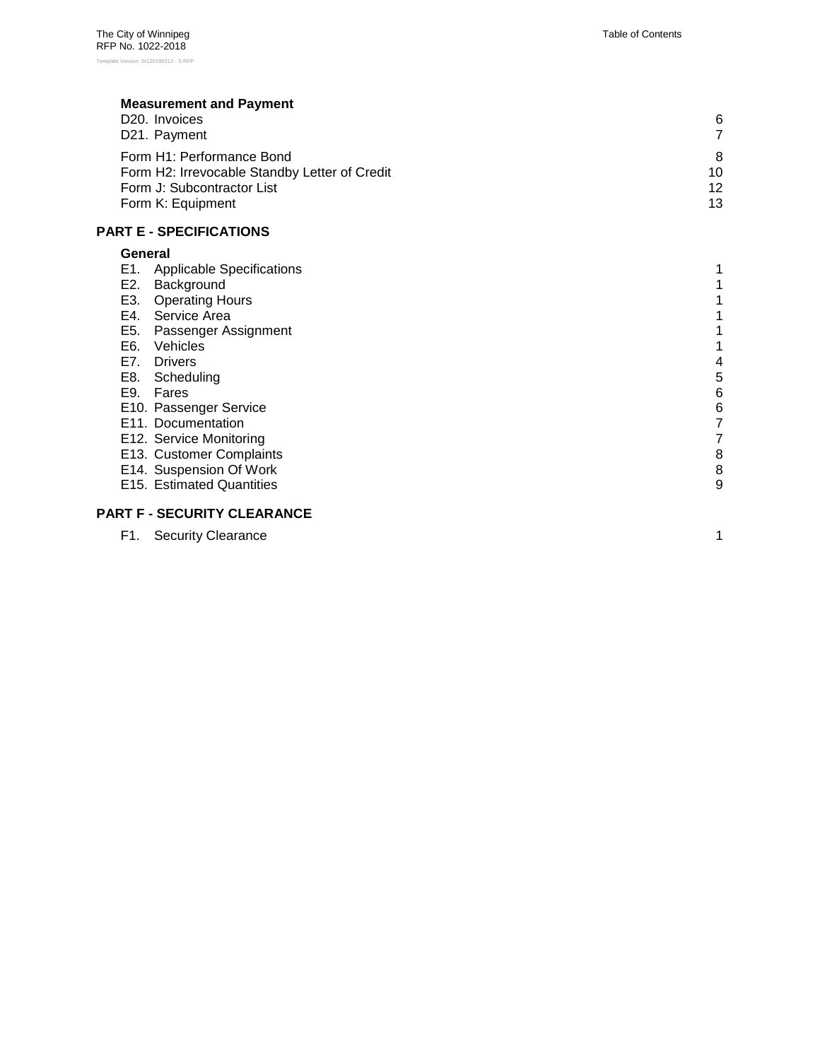**Measurement and Payment**

| | |
|---|---|
| D20. Invoices | 6 |
| D21. Payment | 7 |
| Form H1: Performance Bond | 8 |
| Form H2: Irrevocable Standby Letter of Credit | 10 |
| Form J: Subcontractor List | 12 |
| Form K: Equipment | 13 |

## PART E - SPECIFICATIONS

**General**

| | |
|---|---|
| E1. Applicable Specifications | 1 |
| E2. Background | 1 |
| E3. Operating Hours | 1 |
| E4. Service Area | 1 |
| E5. Passenger Assignment | 1 |
| E6. Vehicles | 1 |
| E7. Drivers | 4 |
| E8. Scheduling | 5 |
| E9. Fares | 6 |
| E10. Passenger Service | 6 |
| E11. Documentation | 7 |
| E12. Service Monitoring | 7 |
| E13. Customer Complaints | 8 |
| E14. Suspension Of Work | 8 |
| E15. Estimated Quantities | 9 |

## PART F - SECURITY CLEARANCE

| | |
|---|---|
| F1. Security Clearance | 1 |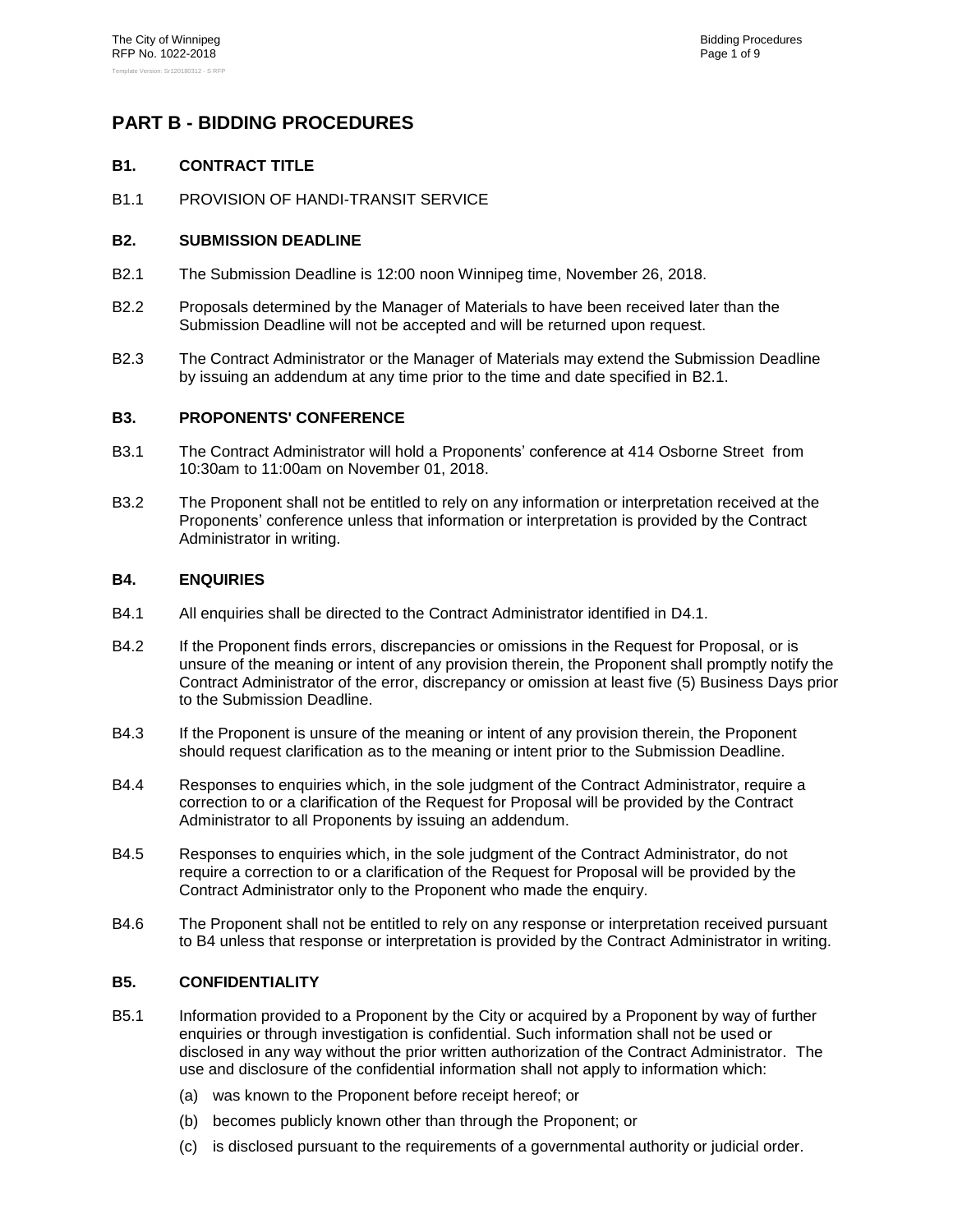# PART B - BIDDING PROCEDURES

## B1. CONTRACT TITLE

B1.1 PROVISION OF HANDI-TRANSIT SERVICE

## B2. SUBMISSION DEADLINE

B2.1 The Submission Deadline is 12:00 noon Winnipeg time, November 26, 2018.

B2.2 Proposals determined by the Manager of Materials to have been received later than the Submission Deadline will not be accepted and will be returned upon request.

B2.3 The Contract Administrator or the Manager of Materials may extend the Submission Deadline by issuing an addendum at any time prior to the time and date specified in B2.1.

## B3. PROPONENTS' CONFERENCE

B3.1 The Contract Administrator will hold a Proponents' conference at 414 Osborne Street from 10:30am to 11:00am on November 01, 2018.

B3.2 The Proponent shall not be entitled to rely on any information or interpretation received at the Proponents' conference unless that information or interpretation is provided by the Contract Administrator in writing.

## B4. ENQUIRIES

B4.1 All enquiries shall be directed to the Contract Administrator identified in D4.1.

B4.2 If the Proponent finds errors, discrepancies or omissions in the Request for Proposal, or is unsure of the meaning or intent of any provision therein, the Proponent shall promptly notify the Contract Administrator of the error, discrepancy or omission at least five (5) Business Days prior to the Submission Deadline.

B4.3 If the Proponent is unsure of the meaning or intent of any provision therein, the Proponent should request clarification as to the meaning or intent prior to the Submission Deadline.

B4.4 Responses to enquiries which, in the sole judgment of the Contract Administrator, require a correction to or a clarification of the Request for Proposal will be provided by the Contract Administrator to all Proponents by issuing an addendum.

B4.5 Responses to enquiries which, in the sole judgment of the Contract Administrator, do not require a correction to or a clarification of the Request for Proposal will be provided by the Contract Administrator only to the Proponent who made the enquiry.

B4.6 The Proponent shall not be entitled to rely on any response or interpretation received pursuant to B4 unless that response or interpretation is provided by the Contract Administrator in writing.

## B5. CONFIDENTIALITY

B5.1 Information provided to a Proponent by the City or acquired by a Proponent by way of further enquiries or through investigation is confidential. Such information shall not be used or disclosed in any way without the prior written authorization of the Contract Administrator. The use and disclosure of the confidential information shall not apply to information which:

- (a) was known to the Proponent before receipt hereof; or
- (b) becomes publicly known other than through the Proponent; or
- (c) is disclosed pursuant to the requirements of a governmental authority or judicial order.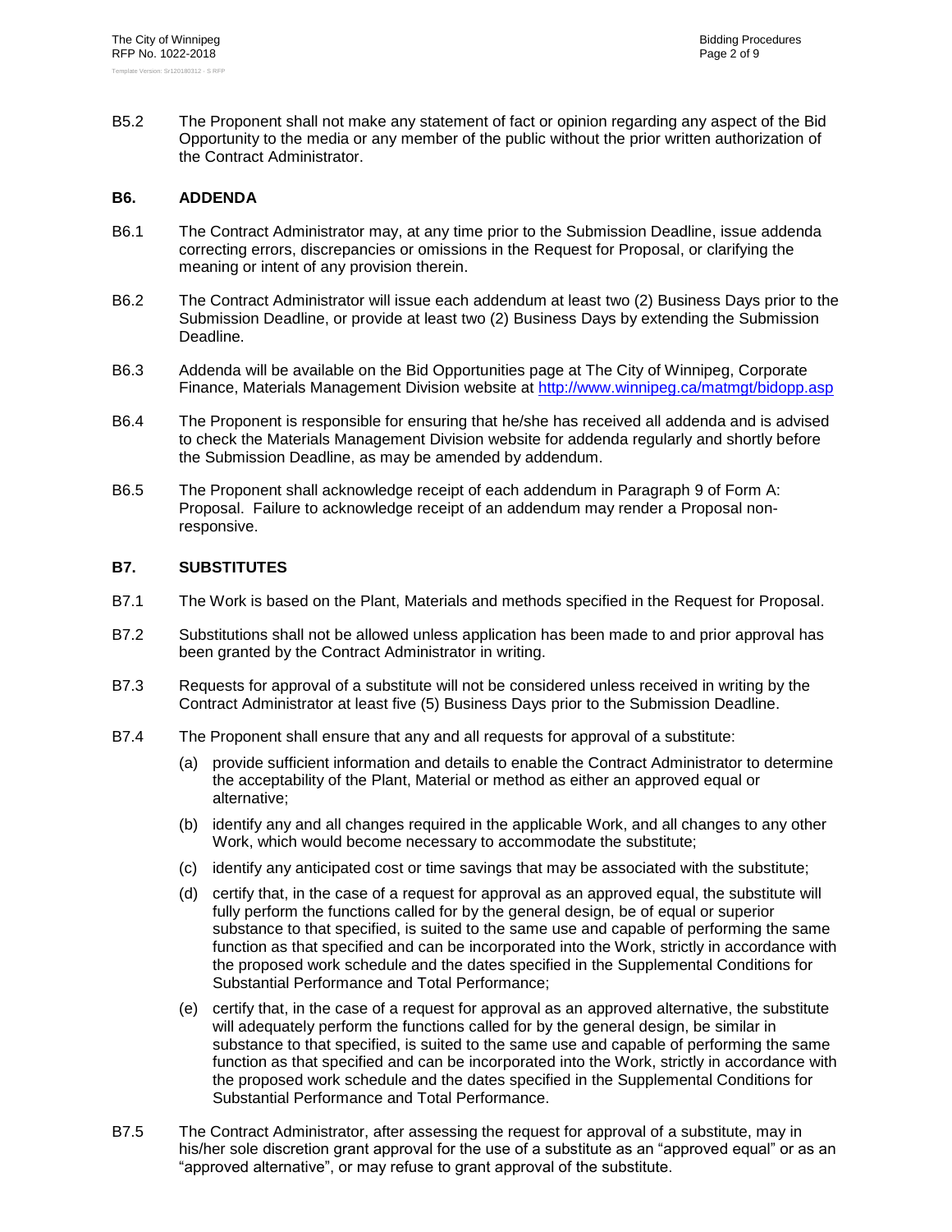B5.2 The Proponent shall not make any statement of fact or opinion regarding any aspect of the Bid Opportunity to the media or any member of the public without the prior written authorization of the Contract Administrator.

## B6. ADDENDA

B6.1 The Contract Administrator may, at any time prior to the Submission Deadline, issue addenda correcting errors, discrepancies or omissions in the Request for Proposal, or clarifying the meaning or intent of any provision therein.

B6.2 The Contract Administrator will issue each addendum at least two (2) Business Days prior to the Submission Deadline, or provide at least two (2) Business Days by extending the Submission Deadline.

B6.3 Addenda will be available on the Bid Opportunities page at The City of Winnipeg, Corporate Finance, Materials Management Division website at http://www.winnipeg.ca/matmgt/bidopp.asp

B6.4 The Proponent is responsible for ensuring that he/she has received all addenda and is advised to check the Materials Management Division website for addenda regularly and shortly before the Submission Deadline, as may be amended by addendum.

B6.5 The Proponent shall acknowledge receipt of each addendum in Paragraph 9 of Form A: Proposal. Failure to acknowledge receipt of an addendum may render a Proposal non-responsive.

## B7. SUBSTITUTES

B7.1 The Work is based on the Plant, Materials and methods specified in the Request for Proposal.

B7.2 Substitutions shall not be allowed unless application has been made to and prior approval has been granted by the Contract Administrator in writing.

B7.3 Requests for approval of a substitute will not be considered unless received in writing by the Contract Administrator at least five (5) Business Days prior to the Submission Deadline.

B7.4 The Proponent shall ensure that any and all requests for approval of a substitute:

(a) provide sufficient information and details to enable the Contract Administrator to determine the acceptability of the Plant, Material or method as either an approved equal or alternative;

(b) identify any and all changes required in the applicable Work, and all changes to any other Work, which would become necessary to accommodate the substitute;

(c) identify any anticipated cost or time savings that may be associated with the substitute;

(d) certify that, in the case of a request for approval as an approved equal, the substitute will fully perform the functions called for by the general design, be of equal or superior substance to that specified, is suited to the same use and capable of performing the same function as that specified and can be incorporated into the Work, strictly in accordance with the proposed work schedule and the dates specified in the Supplemental Conditions for Substantial Performance and Total Performance;

(e) certify that, in the case of a request for approval as an approved alternative, the substitute will adequately perform the functions called for by the general design, be similar in substance to that specified, is suited to the same use and capable of performing the same function as that specified and can be incorporated into the Work, strictly in accordance with the proposed work schedule and the dates specified in the Supplemental Conditions for Substantial Performance and Total Performance.

B7.5 The Contract Administrator, after assessing the request for approval of a substitute, may in his/her sole discretion grant approval for the use of a substitute as an "approved equal" or as an "approved alternative", or may refuse to grant approval of the substitute.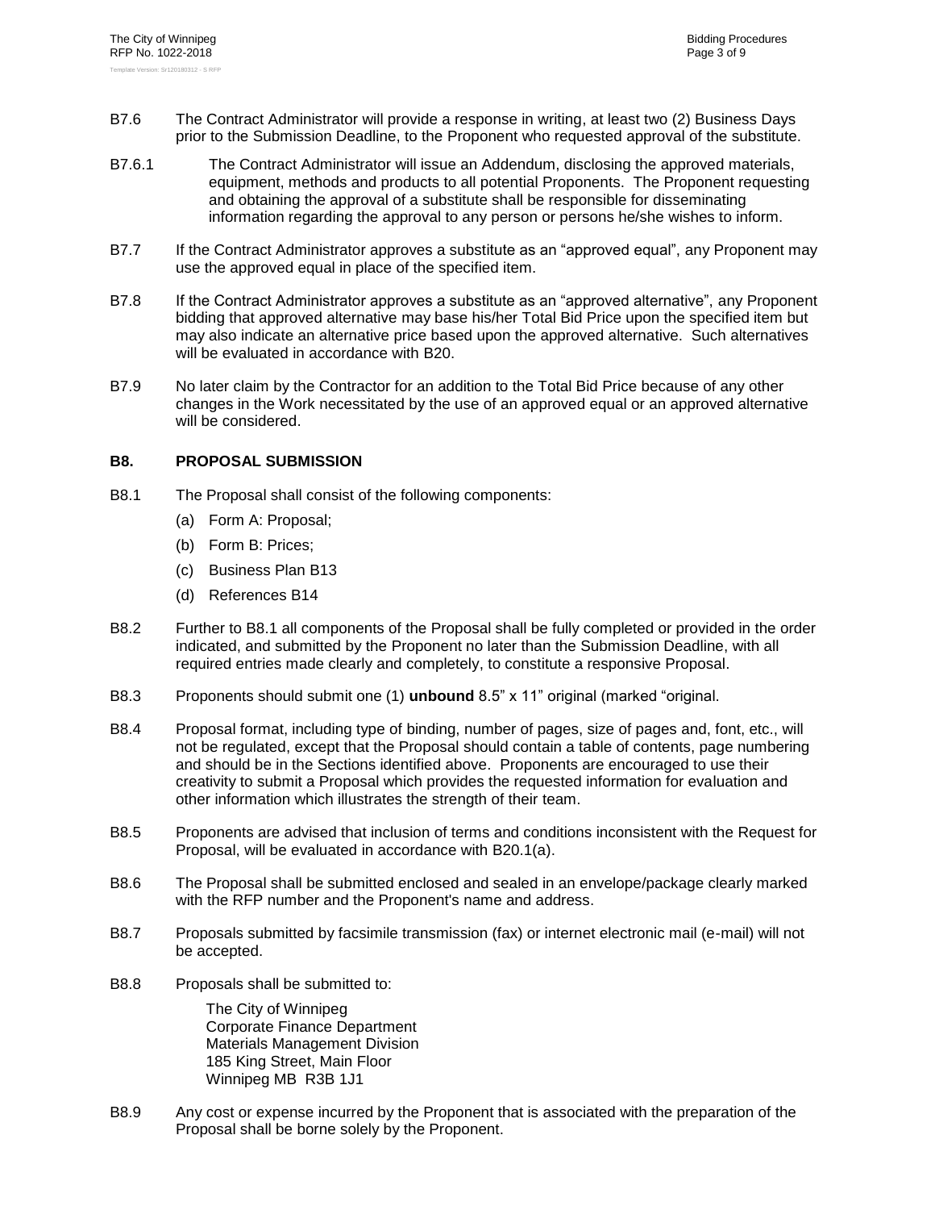B7.6 The Contract Administrator will provide a response in writing, at least two (2) Business Days prior to the Submission Deadline, to the Proponent who requested approval of the substitute.

B7.6.1 The Contract Administrator will issue an Addendum, disclosing the approved materials, equipment, methods and products to all potential Proponents. The Proponent requesting and obtaining the approval of a substitute shall be responsible for disseminating information regarding the approval to any person or persons he/she wishes to inform.

B7.7 If the Contract Administrator approves a substitute as an "approved equal", any Proponent may use the approved equal in place of the specified item.

B7.8 If the Contract Administrator approves a substitute as an "approved alternative", any Proponent bidding that approved alternative may base his/her Total Bid Price upon the specified item but may also indicate an alternative price based upon the approved alternative. Such alternatives will be evaluated in accordance with B20.

B7.9 No later claim by the Contractor for an addition to the Total Bid Price because of any other changes in the Work necessitated by the use of an approved equal or an approved alternative will be considered.

## B8. PROPOSAL SUBMISSION

B8.1 The Proposal shall consist of the following components:

(a) Form A: Proposal;

(b) Form B: Prices;

(c) Business Plan B13

(d) References B14

B8.2 Further to B8.1 all components of the Proposal shall be fully completed or provided in the order indicated, and submitted by the Proponent no later than the Submission Deadline, with all required entries made clearly and completely, to constitute a responsive Proposal.

B8.3 Proponents should submit one (1) **unbound** 8.5" x 11" original (marked "original.

B8.4 Proposal format, including type of binding, number of pages, size of pages and, font, etc., will not be regulated, except that the Proposal should contain a table of contents, page numbering and should be in the Sections identified above. Proponents are encouraged to use their creativity to submit a Proposal which provides the requested information for evaluation and other information which illustrates the strength of their team.

B8.5 Proponents are advised that inclusion of terms and conditions inconsistent with the Request for Proposal, will be evaluated in accordance with B20.1(a).

B8.6 The Proposal shall be submitted enclosed and sealed in an envelope/package clearly marked with the RFP number and the Proponent's name and address.

B8.7 Proposals submitted by facsimile transmission (fax) or internet electronic mail (e-mail) will not be accepted.

B8.8 Proposals shall be submitted to:

The City of Winnipeg
Corporate Finance Department
Materials Management Division
185 King Street, Main Floor
Winnipeg MB R3B 1J1

B8.9 Any cost or expense incurred by the Proponent that is associated with the preparation of the Proposal shall be borne solely by the Proponent.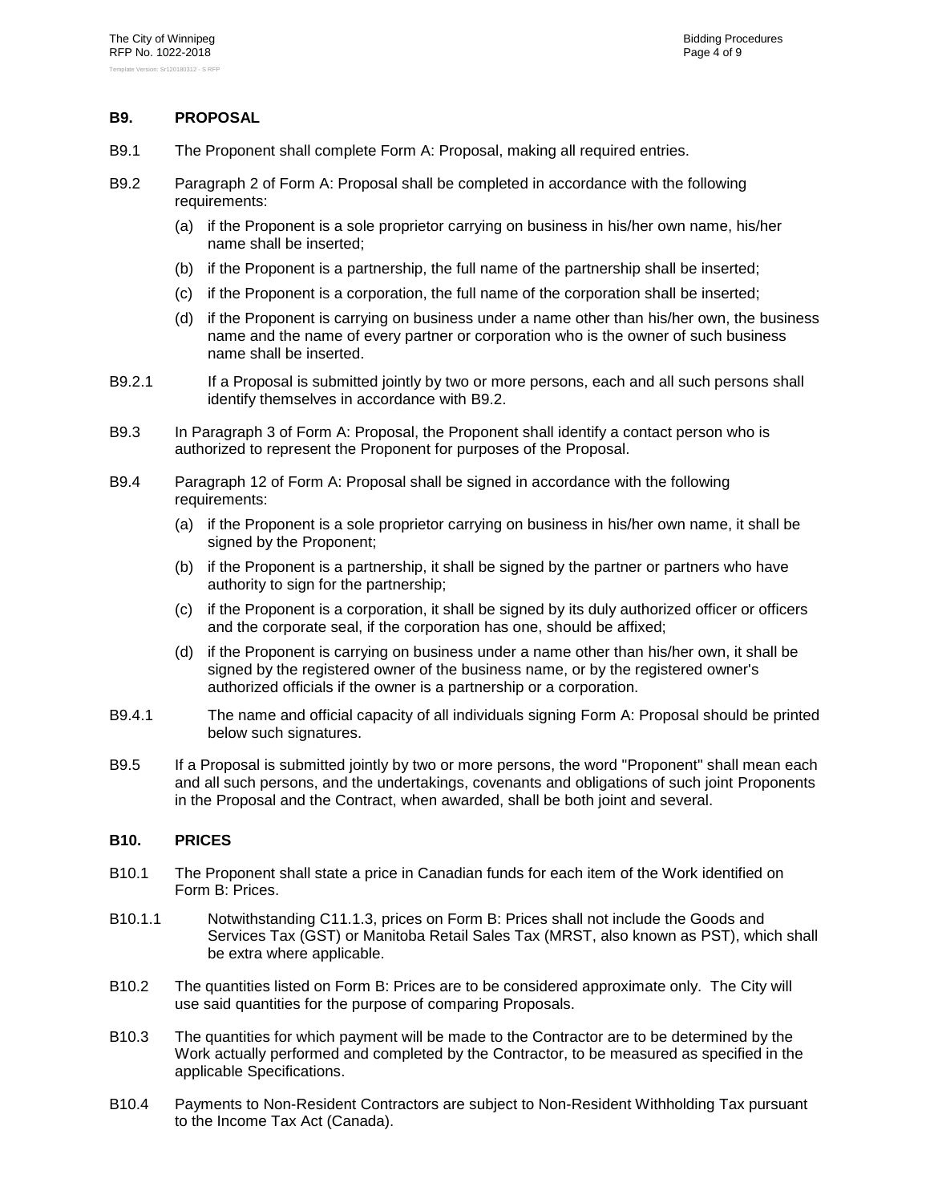## B9. PROPOSAL

B9.1 The Proponent shall complete Form A: Proposal, making all required entries.

B9.2 Paragraph 2 of Form A: Proposal shall be completed in accordance with the following requirements:

- (a) if the Proponent is a sole proprietor carrying on business in his/her own name, his/her name shall be inserted;
- (b) if the Proponent is a partnership, the full name of the partnership shall be inserted;
- (c) if the Proponent is a corporation, the full name of the corporation shall be inserted;
- (d) if the Proponent is carrying on business under a name other than his/her own, the business name and the name of every partner or corporation who is the owner of such business name shall be inserted.

B9.2.1 If a Proposal is submitted jointly by two or more persons, each and all such persons shall identify themselves in accordance with B9.2.

B9.3 In Paragraph 3 of Form A: Proposal, the Proponent shall identify a contact person who is authorized to represent the Proponent for purposes of the Proposal.

B9.4 Paragraph 12 of Form A: Proposal shall be signed in accordance with the following requirements:

- (a) if the Proponent is a sole proprietor carrying on business in his/her own name, it shall be signed by the Proponent;
- (b) if the Proponent is a partnership, it shall be signed by the partner or partners who have authority to sign for the partnership;
- (c) if the Proponent is a corporation, it shall be signed by its duly authorized officer or officers and the corporate seal, if the corporation has one, should be affixed;
- (d) if the Proponent is carrying on business under a name other than his/her own, it shall be signed by the registered owner of the business name, or by the registered owner's authorized officials if the owner is a partnership or a corporation.

B9.4.1 The name and official capacity of all individuals signing Form A: Proposal should be printed below such signatures.

B9.5 If a Proposal is submitted jointly by two or more persons, the word "Proponent" shall mean each and all such persons, and the undertakings, covenants and obligations of such joint Proponents in the Proposal and the Contract, when awarded, shall be both joint and several.

## B10. PRICES

B10.1 The Proponent shall state a price in Canadian funds for each item of the Work identified on Form B: Prices.

B10.1.1 Notwithstanding C11.1.3, prices on Form B: Prices shall not include the Goods and Services Tax (GST) or Manitoba Retail Sales Tax (MRST, also known as PST), which shall be extra where applicable.

B10.2 The quantities listed on Form B: Prices are to be considered approximate only. The City will use said quantities for the purpose of comparing Proposals.

B10.3 The quantities for which payment will be made to the Contractor are to be determined by the Work actually performed and completed by the Contractor, to be measured as specified in the applicable Specifications.

B10.4 Payments to Non-Resident Contractors are subject to Non-Resident Withholding Tax pursuant to the Income Tax Act (Canada).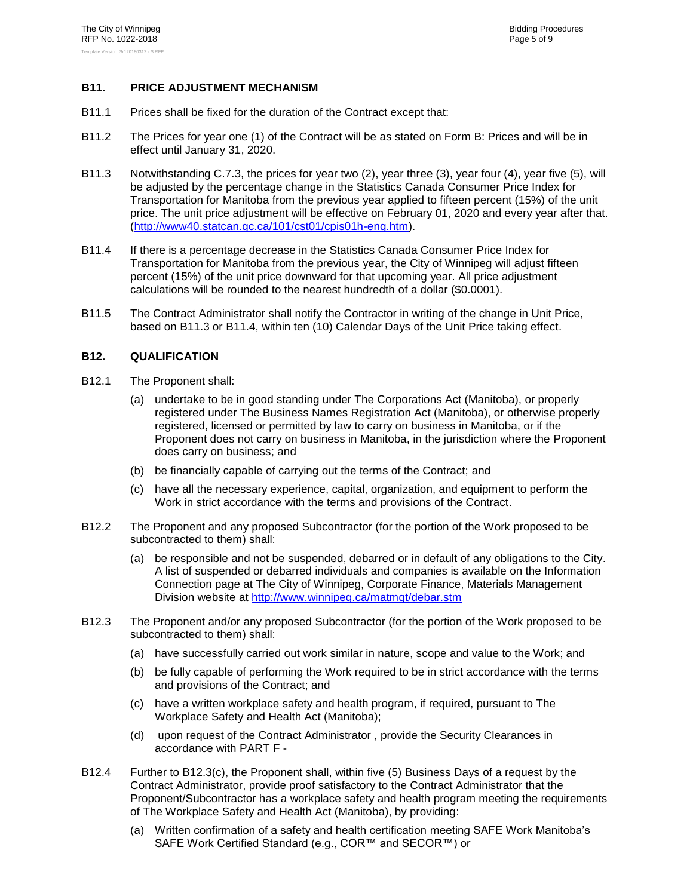### B11. PRICE ADJUSTMENT MECHANISM

B11.1 Prices shall be fixed for the duration of the Contract except that:

B11.2 The Prices for year one (1) of the Contract will be as stated on Form B: Prices and will be in effect until January 31, 2020.

B11.3 Notwithstanding C.7.3, the prices for year two (2), year three (3), year four (4), year five (5), will be adjusted by the percentage change in the Statistics Canada Consumer Price Index for Transportation for Manitoba from the previous year applied to fifteen percent (15%) of the unit price. The unit price adjustment will be effective on February 01, 2020 and every year after that. (http://www40.statcan.gc.ca/101/cst01/cpis01h-eng.htm).

B11.4 If there is a percentage decrease in the Statistics Canada Consumer Price Index for Transportation for Manitoba from the previous year, the City of Winnipeg will adjust fifteen percent (15%) of the unit price downward for that upcoming year. All price adjustment calculations will be rounded to the nearest hundredth of a dollar ($0.0001).

B11.5 The Contract Administrator shall notify the Contractor in writing of the change in Unit Price, based on B11.3 or B11.4, within ten (10) Calendar Days of the Unit Price taking effect.

### B12. QUALIFICATION

B12.1 The Proponent shall:

(a) undertake to be in good standing under The Corporations Act (Manitoba), or properly registered under The Business Names Registration Act (Manitoba), or otherwise properly registered, licensed or permitted by law to carry on business in Manitoba, or if the Proponent does not carry on business in Manitoba, in the jurisdiction where the Proponent does carry on business; and

(b) be financially capable of carrying out the terms of the Contract; and

(c) have all the necessary experience, capital, organization, and equipment to perform the Work in strict accordance with the terms and provisions of the Contract.

B12.2 The Proponent and any proposed Subcontractor (for the portion of the Work proposed to be subcontracted to them) shall:

(a) be responsible and not be suspended, debarred or in default of any obligations to the City. A list of suspended or debarred individuals and companies is available on the Information Connection page at The City of Winnipeg, Corporate Finance, Materials Management Division website at http://www.winnipeg.ca/matmgt/debar.stm

B12.3 The Proponent and/or any proposed Subcontractor (for the portion of the Work proposed to be subcontracted to them) shall:

(a) have successfully carried out work similar in nature, scope and value to the Work; and

(b) be fully capable of performing the Work required to be in strict accordance with the terms and provisions of the Contract; and

(c) have a written workplace safety and health program, if required, pursuant to The Workplace Safety and Health Act (Manitoba);

(d) upon request of the Contract Administrator , provide the Security Clearances in accordance with PART F -

B12.4 Further to B12.3(c), the Proponent shall, within five (5) Business Days of a request by the Contract Administrator, provide proof satisfactory to the Contract Administrator that the Proponent/Subcontractor has a workplace safety and health program meeting the requirements of The Workplace Safety and Health Act (Manitoba), by providing:

(a) Written confirmation of a safety and health certification meeting SAFE Work Manitoba's SAFE Work Certified Standard (e.g., COR™ and SECOR™) or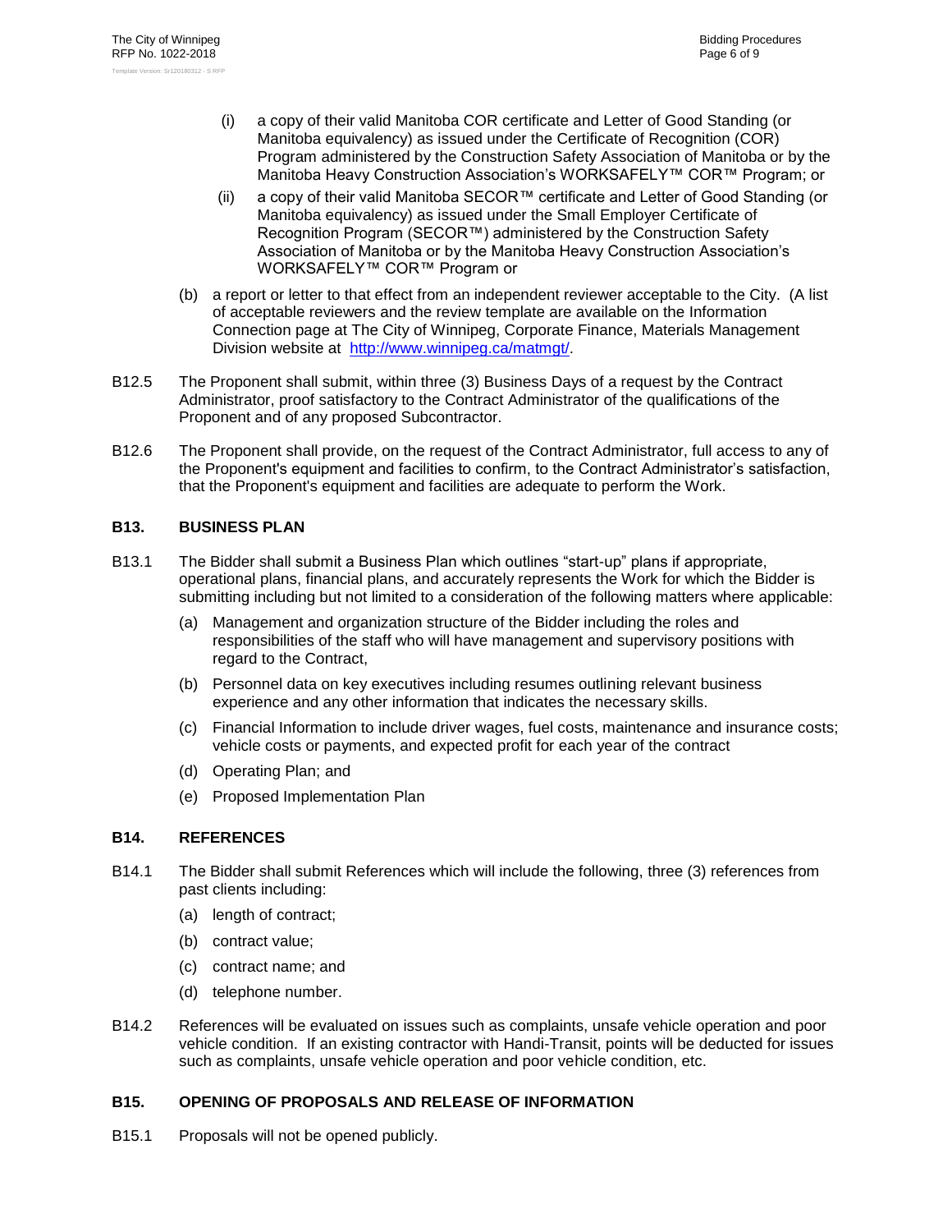(i) a copy of their valid Manitoba COR certificate and Letter of Good Standing (or Manitoba equivalency) as issued under the Certificate of Recognition (COR) Program administered by the Construction Safety Association of Manitoba or by the Manitoba Heavy Construction Association's WORKSAFELY™ COR™ Program; or

(ii) a copy of their valid Manitoba SECOR™ certificate and Letter of Good Standing (or Manitoba equivalency) as issued under the Small Employer Certificate of Recognition Program (SECOR™) administered by the Construction Safety Association of Manitoba or by the Manitoba Heavy Construction Association's WORKSAFELY™ COR™ Program or

(b) a report or letter to that effect from an independent reviewer acceptable to the City. (A list of acceptable reviewers and the review template are available on the Information Connection page at The City of Winnipeg, Corporate Finance, Materials Management Division website at http://www.winnipeg.ca/matmgt/.

B12.5 The Proponent shall submit, within three (3) Business Days of a request by the Contract Administrator, proof satisfactory to the Contract Administrator of the qualifications of the Proponent and of any proposed Subcontractor.

B12.6 The Proponent shall provide, on the request of the Contract Administrator, full access to any of the Proponent's equipment and facilities to confirm, to the Contract Administrator's satisfaction, that the Proponent's equipment and facilities are adequate to perform the Work.

## B13. BUSINESS PLAN

B13.1 The Bidder shall submit a Business Plan which outlines "start-up" plans if appropriate, operational plans, financial plans, and accurately represents the Work for which the Bidder is submitting including but not limited to a consideration of the following matters where applicable:

(a) Management and organization structure of the Bidder including the roles and responsibilities of the staff who will have management and supervisory positions with regard to the Contract,

(b) Personnel data on key executives including resumes outlining relevant business experience and any other information that indicates the necessary skills.

(c) Financial Information to include driver wages, fuel costs, maintenance and insurance costs; vehicle costs or payments, and expected profit for each year of the contract

(d) Operating Plan; and

(e) Proposed Implementation Plan

## B14. REFERENCES

B14.1 The Bidder shall submit References which will include the following, three (3) references from past clients including:

(a) length of contract;

(b) contract value;

(c) contract name; and

(d) telephone number.

B14.2 References will be evaluated on issues such as complaints, unsafe vehicle operation and poor vehicle condition. If an existing contractor with Handi-Transit, points will be deducted for issues such as complaints, unsafe vehicle operation and poor vehicle condition, etc.

## B15. OPENING OF PROPOSALS AND RELEASE OF INFORMATION

B15.1 Proposals will not be opened publicly.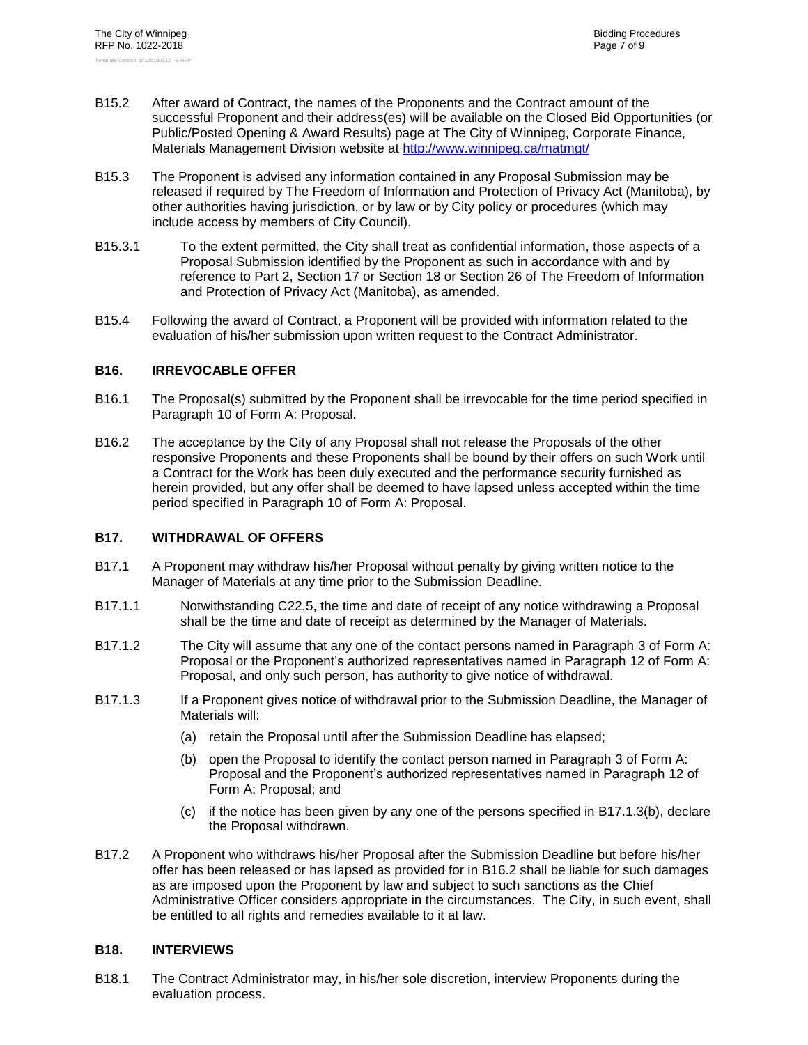B15.2 After award of Contract, the names of the Proponents and the Contract amount of the successful Proponent and their address(es) will be available on the Closed Bid Opportunities (or Public/Posted Opening & Award Results) page at The City of Winnipeg, Corporate Finance, Materials Management Division website at http://www.winnipeg.ca/matmgt/

B15.3 The Proponent is advised any information contained in any Proposal Submission may be released if required by The Freedom of Information and Protection of Privacy Act (Manitoba), by other authorities having jurisdiction, or by law or by City policy or procedures (which may include access by members of City Council).

B15.3.1 To the extent permitted, the City shall treat as confidential information, those aspects of a Proposal Submission identified by the Proponent as such in accordance with and by reference to Part 2, Section 17 or Section 18 or Section 26 of The Freedom of Information and Protection of Privacy Act (Manitoba), as amended.

B15.4 Following the award of Contract, a Proponent will be provided with information related to the evaluation of his/her submission upon written request to the Contract Administrator.

### B16. IRREVOCABLE OFFER

B16.1 The Proposal(s) submitted by the Proponent shall be irrevocable for the time period specified in Paragraph 10 of Form A: Proposal.

B16.2 The acceptance by the City of any Proposal shall not release the Proposals of the other responsive Proponents and these Proponents shall be bound by their offers on such Work until a Contract for the Work has been duly executed and the performance security furnished as herein provided, but any offer shall be deemed to have lapsed unless accepted within the time period specified in Paragraph 10 of Form A: Proposal.

### B17. WITHDRAWAL OF OFFERS

B17.1 A Proponent may withdraw his/her Proposal without penalty by giving written notice to the Manager of Materials at any time prior to the Submission Deadline.

B17.1.1 Notwithstanding C22.5, the time and date of receipt of any notice withdrawing a Proposal shall be the time and date of receipt as determined by the Manager of Materials.

B17.1.2 The City will assume that any one of the contact persons named in Paragraph 3 of Form A: Proposal or the Proponent's authorized representatives named in Paragraph 12 of Form A: Proposal, and only such person, has authority to give notice of withdrawal.

B17.1.3 If a Proponent gives notice of withdrawal prior to the Submission Deadline, the Manager of Materials will:

(a) retain the Proposal until after the Submission Deadline has elapsed;

(b) open the Proposal to identify the contact person named in Paragraph 3 of Form A: Proposal and the Proponent's authorized representatives named in Paragraph 12 of Form A: Proposal; and

(c) if the notice has been given by any one of the persons specified in B17.1.3(b), declare the Proposal withdrawn.

B17.2 A Proponent who withdraws his/her Proposal after the Submission Deadline but before his/her offer has been released or has lapsed as provided for in B16.2 shall be liable for such damages as are imposed upon the Proponent by law and subject to such sanctions as the Chief Administrative Officer considers appropriate in the circumstances. The City, in such event, shall be entitled to all rights and remedies available to it at law.

### B18. INTERVIEWS

B18.1 The Contract Administrator may, in his/her sole discretion, interview Proponents during the evaluation process.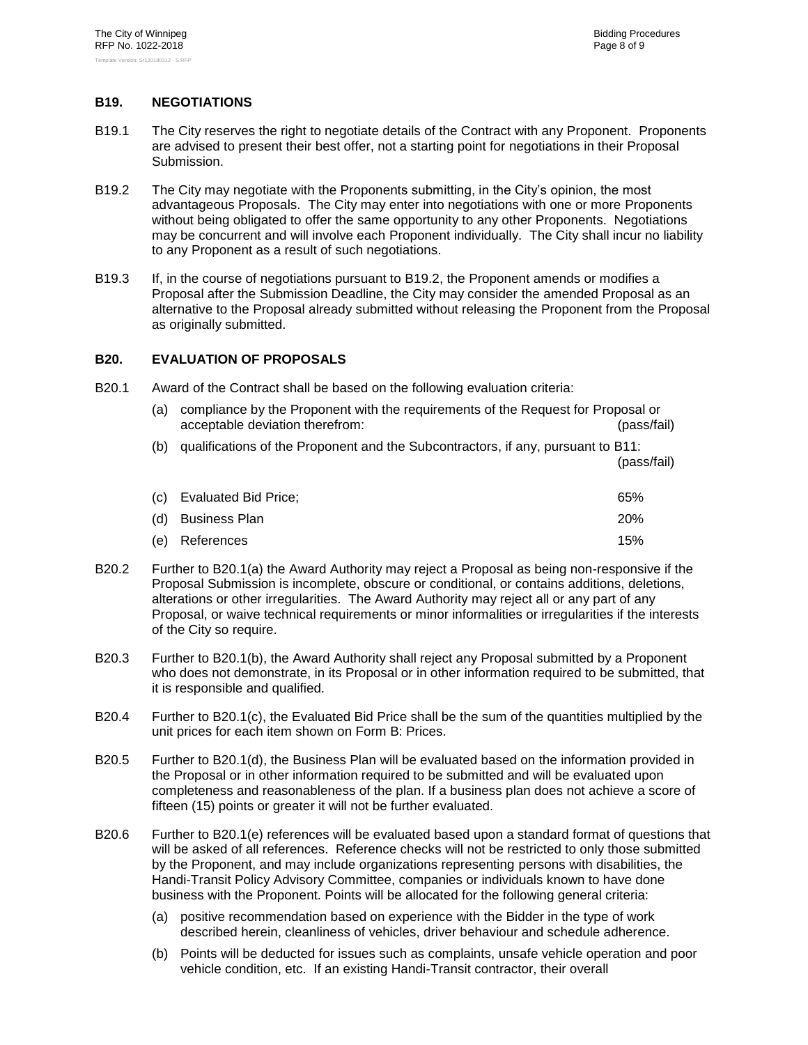## B19. NEGOTIATIONS

B19.1 The City reserves the right to negotiate details of the Contract with any Proponent. Proponents are advised to present their best offer, not a starting point for negotiations in their Proposal Submission.

B19.2 The City may negotiate with the Proponents submitting, in the City's opinion, the most advantageous Proposals. The City may enter into negotiations with one or more Proponents without being obligated to offer the same opportunity to any other Proponents. Negotiations may be concurrent and will involve each Proponent individually. The City shall incur no liability to any Proponent as a result of such negotiations.

B19.3 If, in the course of negotiations pursuant to B19.2, the Proponent amends or modifies a Proposal after the Submission Deadline, the City may consider the amended Proposal as an alternative to the Proposal already submitted without releasing the Proponent from the Proposal as originally submitted.

## B20. EVALUATION OF PROPOSALS

B20.1 Award of the Contract shall be based on the following evaluation criteria:

(a) compliance by the Proponent with the requirements of the Request for Proposal or acceptable deviation therefrom: (pass/fail)

(b) qualifications of the Proponent and the Subcontractors, if any, pursuant to B11: (pass/fail)

(c) Evaluated Bid Price; 65%

(d) Business Plan 20%

(e) References 15%

B20.2 Further to B20.1(a) the Award Authority may reject a Proposal as being non-responsive if the Proposal Submission is incomplete, obscure or conditional, or contains additions, deletions, alterations or other irregularities. The Award Authority may reject all or any part of any Proposal, or waive technical requirements or minor informalities or irregularities if the interests of the City so require.

B20.3 Further to B20.1(b), the Award Authority shall reject any Proposal submitted by a Proponent who does not demonstrate, in its Proposal or in other information required to be submitted, that it is responsible and qualified.

B20.4 Further to B20.1(c), the Evaluated Bid Price shall be the sum of the quantities multiplied by the unit prices for each item shown on Form B: Prices.

B20.5 Further to B20.1(d), the Business Plan will be evaluated based on the information provided in the Proposal or in other information required to be submitted and will be evaluated upon completeness and reasonableness of the plan. If a business plan does not achieve a score of fifteen (15) points or greater it will not be further evaluated.

B20.6 Further to B20.1(e) references will be evaluated based upon a standard format of questions that will be asked of all references. Reference checks will not be restricted to only those submitted by the Proponent, and may include organizations representing persons with disabilities, the Handi-Transit Policy Advisory Committee, companies or individuals known to have done business with the Proponent. Points will be allocated for the following general criteria:

(a) positive recommendation based on experience with the Bidder in the type of work described herein, cleanliness of vehicles, driver behaviour and schedule adherence.

(b) Points will be deducted for issues such as complaints, unsafe vehicle operation and poor vehicle condition, etc. If an existing Handi-Transit contractor, their overall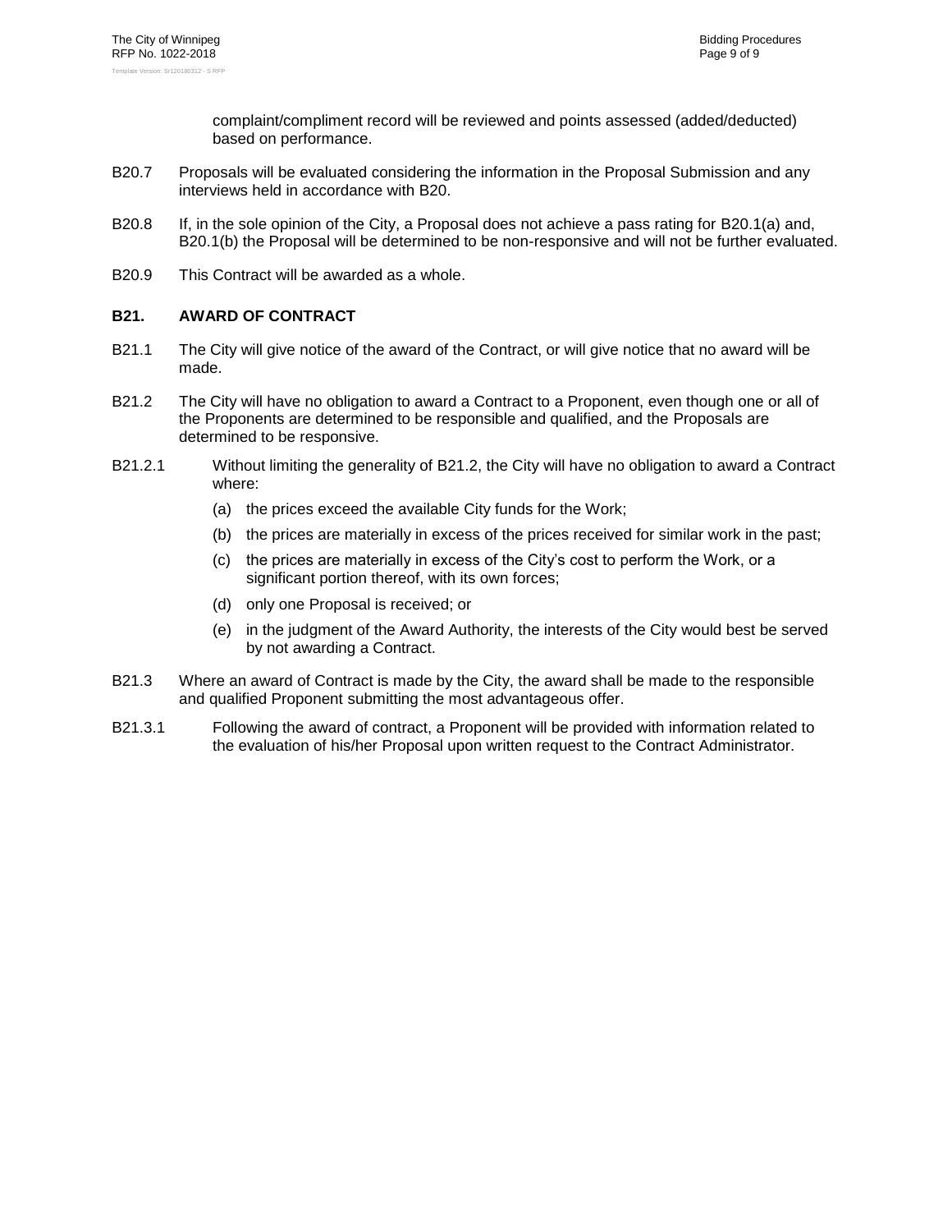complaint/compliment record will be reviewed and points assessed (added/deducted) based on performance.

B20.7 Proposals will be evaluated considering the information in the Proposal Submission and any interviews held in accordance with B20.

B20.8 If, in the sole opinion of the City, a Proposal does not achieve a pass rating for B20.1(a) and, B20.1(b) the Proposal will be determined to be non-responsive and will not be further evaluated.

B20.9 This Contract will be awarded as a whole.

## B21. AWARD OF CONTRACT

B21.1 The City will give notice of the award of the Contract, or will give notice that no award will be made.

B21.2 The City will have no obligation to award a Contract to a Proponent, even though one or all of the Proponents are determined to be responsible and qualified, and the Proposals are determined to be responsive.

B21.2.1 Without limiting the generality of B21.2, the City will have no obligation to award a Contract where:

(a) the prices exceed the available City funds for the Work;

(b) the prices are materially in excess of the prices received for similar work in the past;

(c) the prices are materially in excess of the City's cost to perform the Work, or a significant portion thereof, with its own forces;

(d) only one Proposal is received; or

(e) in the judgment of the Award Authority, the interests of the City would best be served by not awarding a Contract.

B21.3 Where an award of Contract is made by the City, the award shall be made to the responsible and qualified Proponent submitting the most advantageous offer.

B21.3.1 Following the award of contract, a Proponent will be provided with information related to the evaluation of his/her Proposal upon written request to the Contract Administrator.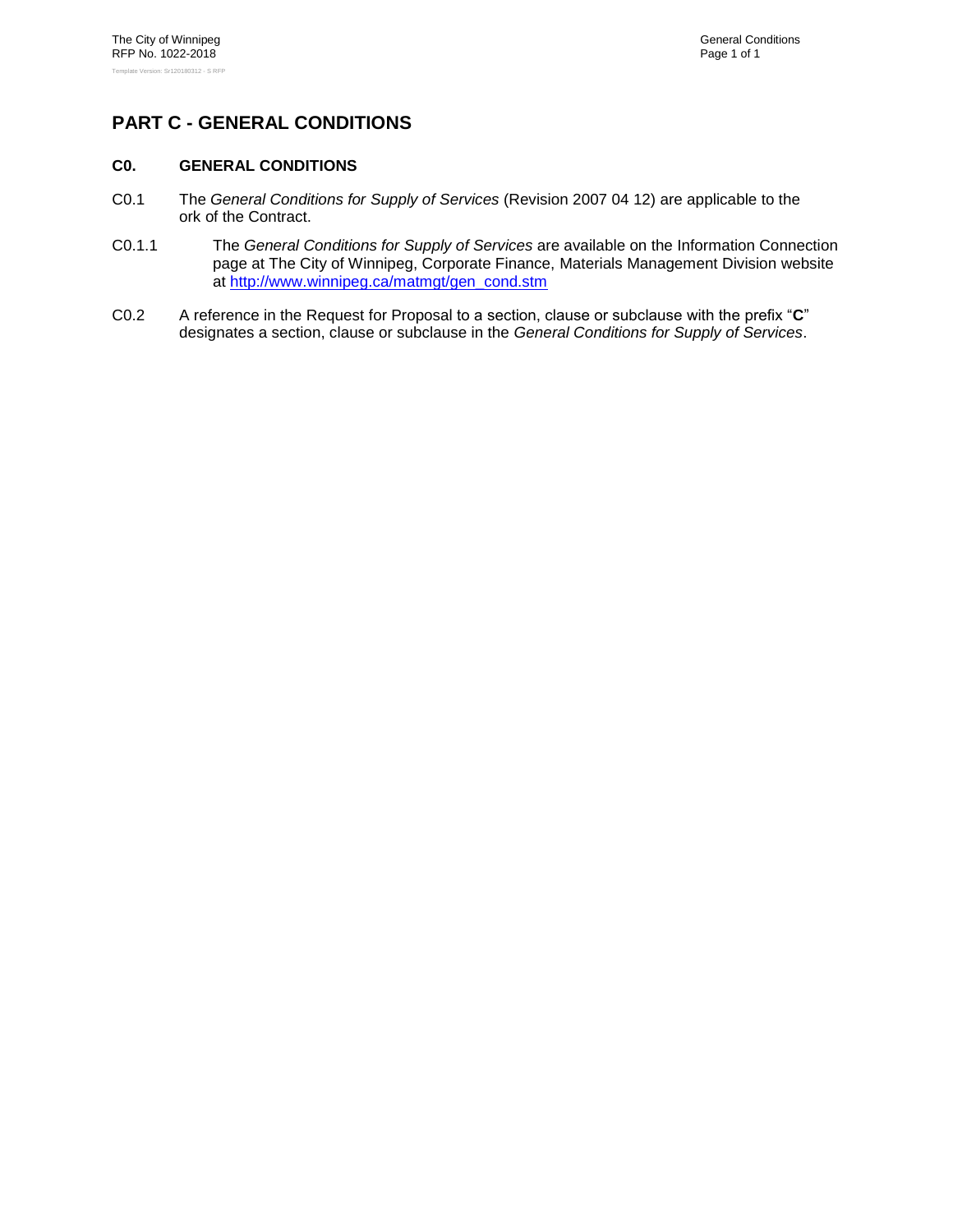# PART C - GENERAL CONDITIONS

## C0. GENERAL CONDITIONS

C0.1 The *General Conditions for Supply of Services* (Revision 2007 04 12) are applicable to the ork of the Contract.

C0.1.1 The *General Conditions for Supply of Services* are available on the Information Connection page at The City of Winnipeg, Corporate Finance, Materials Management Division website at http://www.winnipeg.ca/matmgt/gen_cond.stm

C0.2 A reference in the Request for Proposal to a section, clause or subclause with the prefix "**C**" designates a section, clause or subclause in the *General Conditions for Supply of Services*.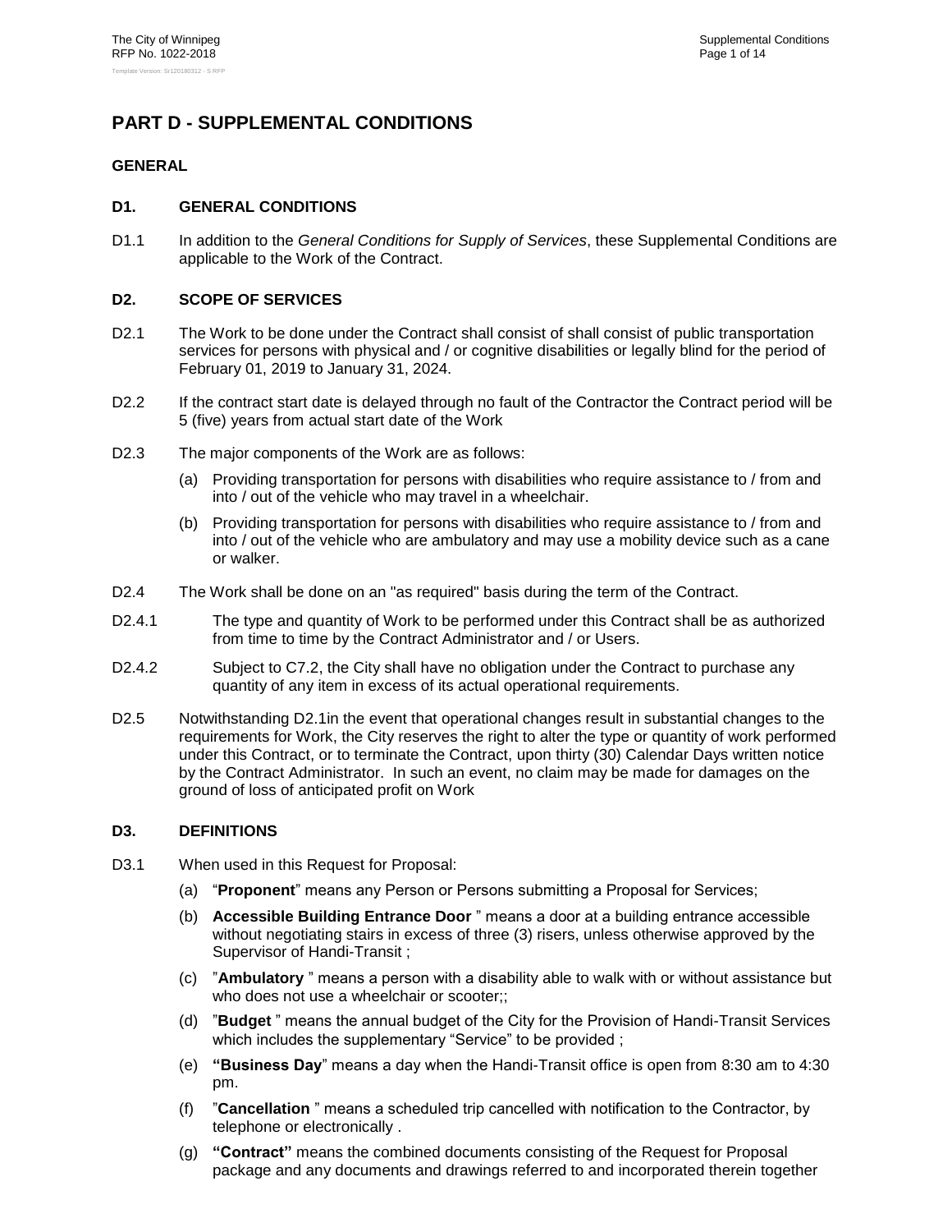# PART D - SUPPLEMENTAL CONDITIONS

## GENERAL

### D1. GENERAL CONDITIONS

D1.1 In addition to the *General Conditions for Supply of Services*, these Supplemental Conditions are applicable to the Work of the Contract.

### D2. SCOPE OF SERVICES

D2.1 The Work to be done under the Contract shall consist of shall consist of public transportation services for persons with physical and / or cognitive disabilities or legally blind for the period of February 01, 2019 to January 31, 2024.

D2.2 If the contract start date is delayed through no fault of the Contractor the Contract period will be 5 (five) years from actual start date of the Work

D2.3 The major components of the Work are as follows:

(a) Providing transportation for persons with disabilities who require assistance to / from and into / out of the vehicle who may travel in a wheelchair.

(b) Providing transportation for persons with disabilities who require assistance to / from and into / out of the vehicle who are ambulatory and may use a mobility device such as a cane or walker.

D2.4 The Work shall be done on an "as required" basis during the term of the Contract.

D2.4.1 The type and quantity of Work to be performed under this Contract shall be as authorized from time to time by the Contract Administrator and / or Users.

D2.4.2 Subject to C7.2, the City shall have no obligation under the Contract to purchase any quantity of any item in excess of its actual operational requirements.

D2.5 Notwithstanding D2.1in the event that operational changes result in substantial changes to the requirements for Work, the City reserves the right to alter the type or quantity of work performed under this Contract, or to terminate the Contract, upon thirty (30) Calendar Days written notice by the Contract Administrator. In such an event, no claim may be made for damages on the ground of loss of anticipated profit on Work

### D3. DEFINITIONS

D3.1 When used in this Request for Proposal:

(a) "**Proponent**" means any Person or Persons submitting a Proposal for Services;

(b) **Accessible Building Entrance Door** " means a door at a building entrance accessible without negotiating stairs in excess of three (3) risers, unless otherwise approved by the Supervisor of Handi-Transit ;

(c) "**Ambulatory** " means a person with a disability able to walk with or without assistance but who does not use a wheelchair or scooter;;

(d) "**Budget** " means the annual budget of the City for the Provision of Handi-Transit Services which includes the supplementary "Service" to be provided ;

(e) **"Business Day**" means a day when the Handi-Transit office is open from 8:30 am to 4:30 pm.

(f) "**Cancellation** " means a scheduled trip cancelled with notification to the Contractor, by telephone or electronically .

(g) **"Contract"** means the combined documents consisting of the Request for Proposal package and any documents and drawings referred to and incorporated therein together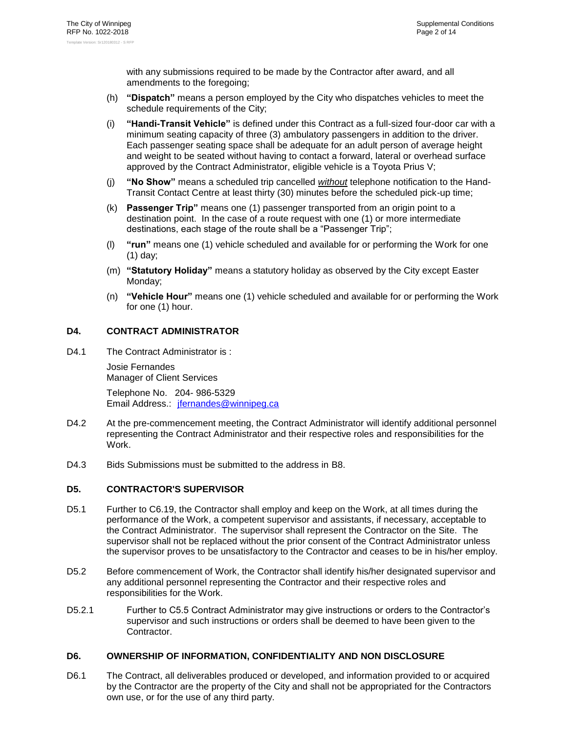with any submissions required to be made by the Contractor after award, and all amendments to the foregoing;

(h) **"Dispatch"** means a person employed by the City who dispatches vehicles to meet the schedule requirements of the City;

(i) **"Handi-Transit Vehicle"** is defined under this Contract as a full-sized four-door car with a minimum seating capacity of three (3) ambulatory passengers in addition to the driver. Each passenger seating space shall be adequate for an adult person of average height and weight to be seated without having to contact a forward, lateral or overhead surface approved by the Contract Administrator, eligible vehicle is a Toyota Prius V;

(j) **"No Show"** means a scheduled trip cancelled *without* telephone notification to the Hand-Transit Contact Centre at least thirty (30) minutes before the scheduled pick-up time;

(k) **Passenger Trip"** means one (1) passenger transported from an origin point to a destination point. In the case of a route request with one (1) or more intermediate destinations, each stage of the route shall be a "Passenger Trip";

(l) **"run"** means one (1) vehicle scheduled and available for or performing the Work for one (1) day;

(m) **"Statutory Holiday"** means a statutory holiday as observed by the City except Easter Monday;

(n) **"Vehicle Hour"** means one (1) vehicle scheduled and available for or performing the Work for one (1) hour.

## D4. CONTRACT ADMINISTRATOR

D4.1 The Contract Administrator is :

Josie Fernandes
Manager of Client Services

Telephone No. 204- 986-5329
Email Address.: jfernandes@winnipeg.ca

D4.2 At the pre-commencement meeting, the Contract Administrator will identify additional personnel representing the Contract Administrator and their respective roles and responsibilities for the Work.

D4.3 Bids Submissions must be submitted to the address in B8.

## D5. CONTRACTOR'S SUPERVISOR

D5.1 Further to C6.19, the Contractor shall employ and keep on the Work, at all times during the performance of the Work, a competent supervisor and assistants, if necessary, acceptable to the Contract Administrator. The supervisor shall represent the Contractor on the Site. The supervisor shall not be replaced without the prior consent of the Contract Administrator unless the supervisor proves to be unsatisfactory to the Contractor and ceases to be in his/her employ.

D5.2 Before commencement of Work, the Contractor shall identify his/her designated supervisor and any additional personnel representing the Contractor and their respective roles and responsibilities for the Work.

D5.2.1 Further to C5.5 Contract Administrator may give instructions or orders to the Contractor's supervisor and such instructions or orders shall be deemed to have been given to the Contractor.

## D6. OWNERSHIP OF INFORMATION, CONFIDENTIALITY AND NON DISCLOSURE

D6.1 The Contract, all deliverables produced or developed, and information provided to or acquired by the Contractor are the property of the City and shall not be appropriated for the Contractors own use, or for the use of any third party.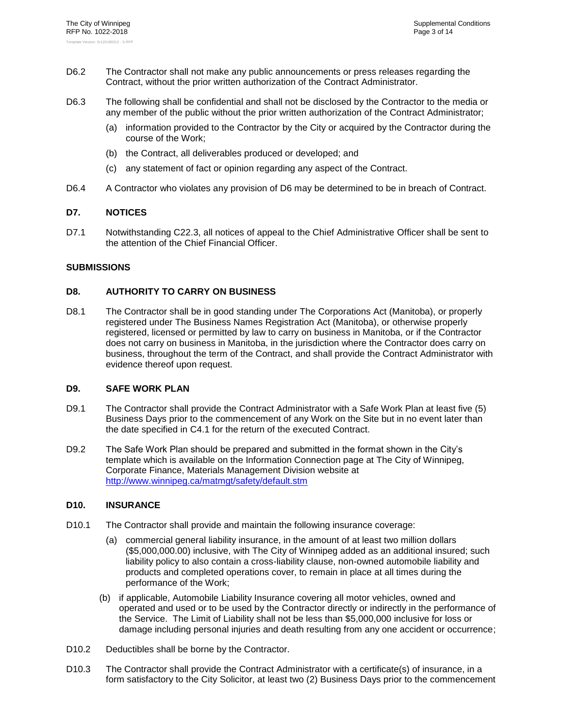D6.2 The Contractor shall not make any public announcements or press releases regarding the Contract, without the prior written authorization of the Contract Administrator.

D6.3 The following shall be confidential and shall not be disclosed by the Contractor to the media or any member of the public without the prior written authorization of the Contract Administrator;

(a) information provided to the Contractor by the City or acquired by the Contractor during the course of the Work;

(b) the Contract, all deliverables produced or developed; and

(c) any statement of fact or opinion regarding any aspect of the Contract.

D6.4 A Contractor who violates any provision of D6 may be determined to be in breach of Contract.

## D7. NOTICES

D7.1 Notwithstanding C22.3, all notices of appeal to the Chief Administrative Officer shall be sent to the attention of the Chief Financial Officer.

## SUBMISSIONS

## D8. AUTHORITY TO CARRY ON BUSINESS

D8.1 The Contractor shall be in good standing under The Corporations Act (Manitoba), or properly registered under The Business Names Registration Act (Manitoba), or otherwise properly registered, licensed or permitted by law to carry on business in Manitoba, or if the Contractor does not carry on business in Manitoba, in the jurisdiction where the Contractor does carry on business, throughout the term of the Contract, and shall provide the Contract Administrator with evidence thereof upon request.

## D9. SAFE WORK PLAN

D9.1 The Contractor shall provide the Contract Administrator with a Safe Work Plan at least five (5) Business Days prior to the commencement of any Work on the Site but in no event later than the date specified in C4.1 for the return of the executed Contract.

D9.2 The Safe Work Plan should be prepared and submitted in the format shown in the City's template which is available on the Information Connection page at The City of Winnipeg, Corporate Finance, Materials Management Division website at http://www.winnipeg.ca/matmgt/safety/default.stm

## D10. INSURANCE

D10.1 The Contractor shall provide and maintain the following insurance coverage:

(a) commercial general liability insurance, in the amount of at least two million dollars ($5,000,000.00) inclusive, with The City of Winnipeg added as an additional insured; such liability policy to also contain a cross-liability clause, non-owned automobile liability and products and completed operations cover, to remain in place at all times during the performance of the Work;

(b) if applicable, Automobile Liability Insurance covering all motor vehicles, owned and operated and used or to be used by the Contractor directly or indirectly in the performance of the Service. The Limit of Liability shall not be less than $5,000,000 inclusive for loss or damage including personal injuries and death resulting from any one accident or occurrence;

D10.2 Deductibles shall be borne by the Contractor.

D10.3 The Contractor shall provide the Contract Administrator with a certificate(s) of insurance, in a form satisfactory to the City Solicitor, at least two (2) Business Days prior to the commencement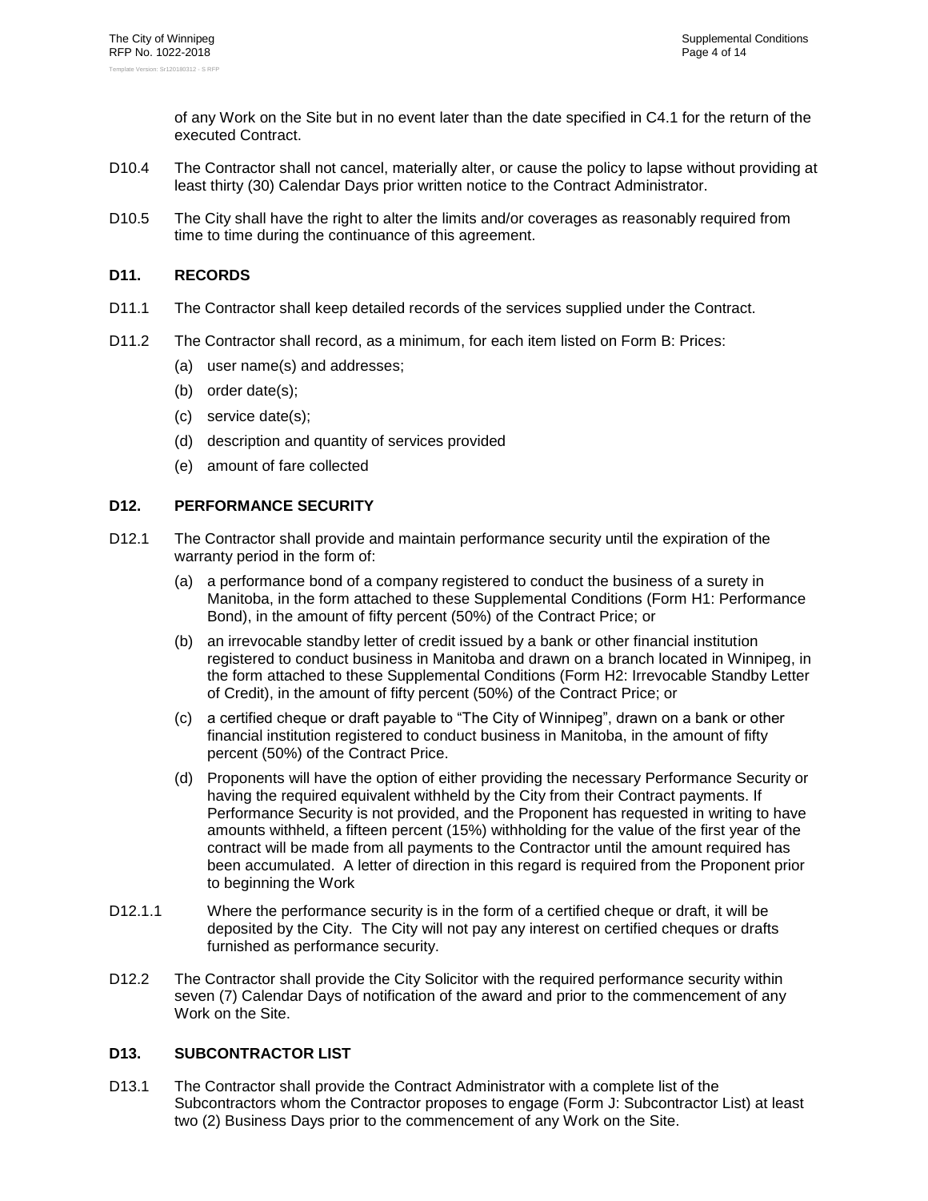of any Work on the Site but in no event later than the date specified in C4.1 for the return of the executed Contract.

D10.4 The Contractor shall not cancel, materially alter, or cause the policy to lapse without providing at least thirty (30) Calendar Days prior written notice to the Contract Administrator.

D10.5 The City shall have the right to alter the limits and/or coverages as reasonably required from time to time during the continuance of this agreement.

## D11. RECORDS

D11.1 The Contractor shall keep detailed records of the services supplied under the Contract.

D11.2 The Contractor shall record, as a minimum, for each item listed on Form B: Prices:

- (a) user name(s) and addresses;
- (b) order date(s);
- (c) service date(s);
- (d) description and quantity of services provided
- (e) amount of fare collected

## D12. PERFORMANCE SECURITY

D12.1 The Contractor shall provide and maintain performance security until the expiration of the warranty period in the form of:

- (a) a performance bond of a company registered to conduct the business of a surety in Manitoba, in the form attached to these Supplemental Conditions (Form H1: Performance Bond), in the amount of fifty percent (50%) of the Contract Price; or
- (b) an irrevocable standby letter of credit issued by a bank or other financial institution registered to conduct business in Manitoba and drawn on a branch located in Winnipeg, in the form attached to these Supplemental Conditions (Form H2: Irrevocable Standby Letter of Credit), in the amount of fifty percent (50%) of the Contract Price; or
- (c) a certified cheque or draft payable to "The City of Winnipeg", drawn on a bank or other financial institution registered to conduct business in Manitoba, in the amount of fifty percent (50%) of the Contract Price.
- (d) Proponents will have the option of either providing the necessary Performance Security or having the required equivalent withheld by the City from their Contract payments. If Performance Security is not provided, and the Proponent has requested in writing to have amounts withheld, a fifteen percent (15%) withholding for the value of the first year of the contract will be made from all payments to the Contractor until the amount required has been accumulated. A letter of direction in this regard is required from the Proponent prior to beginning the Work

D12.1.1 Where the performance security is in the form of a certified cheque or draft, it will be deposited by the City. The City will not pay any interest on certified cheques or drafts furnished as performance security.

D12.2 The Contractor shall provide the City Solicitor with the required performance security within seven (7) Calendar Days of notification of the award and prior to the commencement of any Work on the Site.

## D13. SUBCONTRACTOR LIST

D13.1 The Contractor shall provide the Contract Administrator with a complete list of the Subcontractors whom the Contractor proposes to engage (Form J: Subcontractor List) at least two (2) Business Days prior to the commencement of any Work on the Site.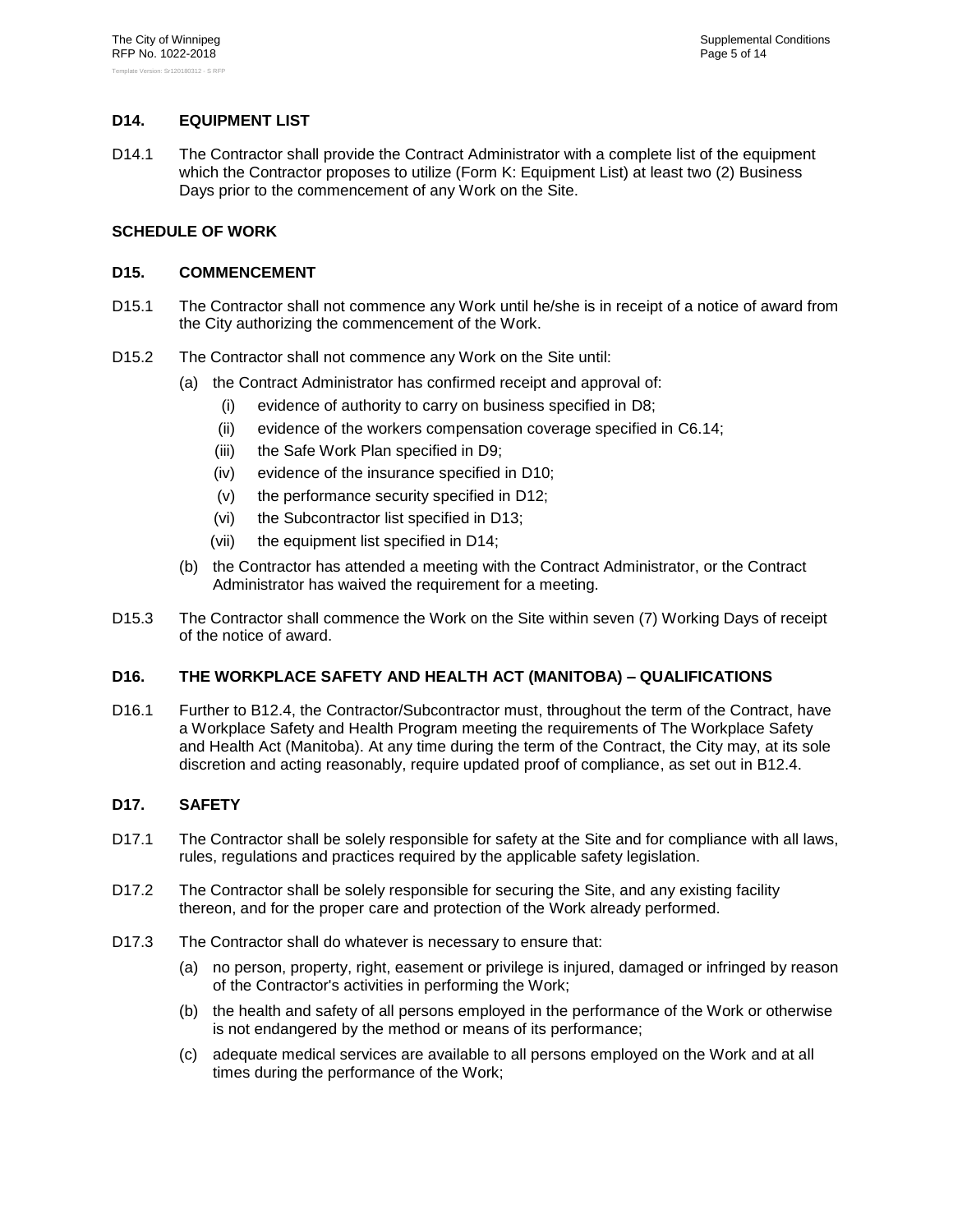## D14. EQUIPMENT LIST

D14.1 The Contractor shall provide the Contract Administrator with a complete list of the equipment which the Contractor proposes to utilize (Form K: Equipment List) at least two (2) Business Days prior to the commencement of any Work on the Site.

## SCHEDULE OF WORK

## D15. COMMENCEMENT

D15.1 The Contractor shall not commence any Work until he/she is in receipt of a notice of award from the City authorizing the commencement of the Work.

D15.2 The Contractor shall not commence any Work on the Site until:

(a) the Contract Administrator has confirmed receipt and approval of:
   (i) evidence of authority to carry on business specified in D8;
   (ii) evidence of the workers compensation coverage specified in C6.14;
   (iii) the Safe Work Plan specified in D9;
   (iv) evidence of the insurance specified in D10;
   (v) the performance security specified in D12;
   (vi) the Subcontractor list specified in D13;
   (vii) the equipment list specified in D14;

(b) the Contractor has attended a meeting with the Contract Administrator, or the Contract Administrator has waived the requirement for a meeting.

D15.3 The Contractor shall commence the Work on the Site within seven (7) Working Days of receipt of the notice of award.

## D16. THE WORKPLACE SAFETY AND HEALTH ACT (MANITOBA) – QUALIFICATIONS

D16.1 Further to B12.4, the Contractor/Subcontractor must, throughout the term of the Contract, have a Workplace Safety and Health Program meeting the requirements of The Workplace Safety and Health Act (Manitoba). At any time during the term of the Contract, the City may, at its sole discretion and acting reasonably, require updated proof of compliance, as set out in B12.4.

## D17. SAFETY

D17.1 The Contractor shall be solely responsible for safety at the Site and for compliance with all laws, rules, regulations and practices required by the applicable safety legislation.

D17.2 The Contractor shall be solely responsible for securing the Site, and any existing facility thereon, and for the proper care and protection of the Work already performed.

D17.3 The Contractor shall do whatever is necessary to ensure that:

(a) no person, property, right, easement or privilege is injured, damaged or infringed by reason of the Contractor's activities in performing the Work;

(b) the health and safety of all persons employed in the performance of the Work or otherwise is not endangered by the method or means of its performance;

(c) adequate medical services are available to all persons employed on the Work and at all times during the performance of the Work;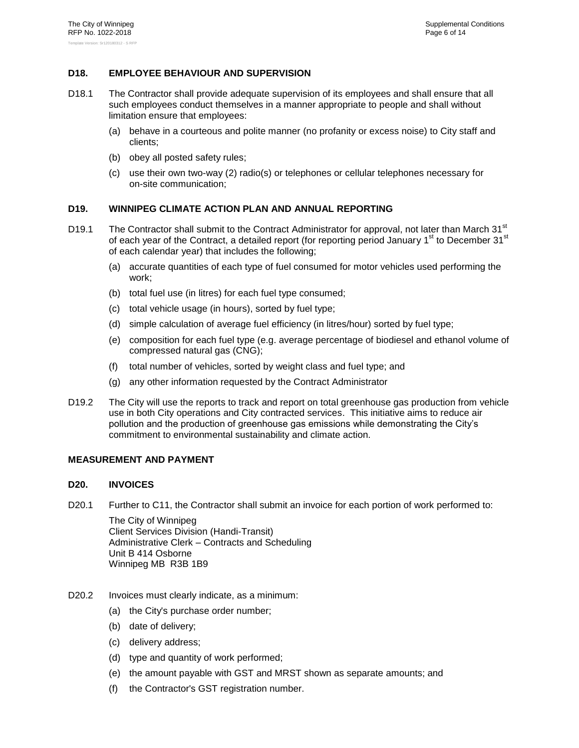### D18. EMPLOYEE BEHAVIOUR AND SUPERVISION

D18.1 The Contractor shall provide adequate supervision of its employees and shall ensure that all such employees conduct themselves in a manner appropriate to people and shall without limitation ensure that employees:

(a) behave in a courteous and polite manner (no profanity or excess noise) to City staff and clients;

(b) obey all posted safety rules;

(c) use their own two-way (2) radio(s) or telephones or cellular telephones necessary for on-site communication;

### D19. WINNIPEG CLIMATE ACTION PLAN AND ANNUAL REPORTING

D19.1 The Contractor shall submit to the Contract Administrator for approval, not later than March 31st of each year of the Contract, a detailed report (for reporting period January 1st to December 31st of each calendar year) that includes the following;

(a) accurate quantities of each type of fuel consumed for motor vehicles used performing the work;

(b) total fuel use (in litres) for each fuel type consumed;

(c) total vehicle usage (in hours), sorted by fuel type;

(d) simple calculation of average fuel efficiency (in litres/hour) sorted by fuel type;

(e) composition for each fuel type (e.g. average percentage of biodiesel and ethanol volume of compressed natural gas (CNG);

(f) total number of vehicles, sorted by weight class and fuel type; and

(g) any other information requested by the Contract Administrator

D19.2 The City will use the reports to track and report on total greenhouse gas production from vehicle use in both City operations and City contracted services. This initiative aims to reduce air pollution and the production of greenhouse gas emissions while demonstrating the City's commitment to environmental sustainability and climate action.

## MEASUREMENT AND PAYMENT

### D20. INVOICES

D20.1 Further to C11, the Contractor shall submit an invoice for each portion of work performed to:

The City of Winnipeg
Client Services Division (Handi-Transit)
Administrative Clerk – Contracts and Scheduling
Unit B 414 Osborne
Winnipeg MB R3B 1B9

D20.2 Invoices must clearly indicate, as a minimum:

(a) the City's purchase order number;

(b) date of delivery;

(c) delivery address;

(d) type and quantity of work performed;

(e) the amount payable with GST and MRST shown as separate amounts; and

(f) the Contractor's GST registration number.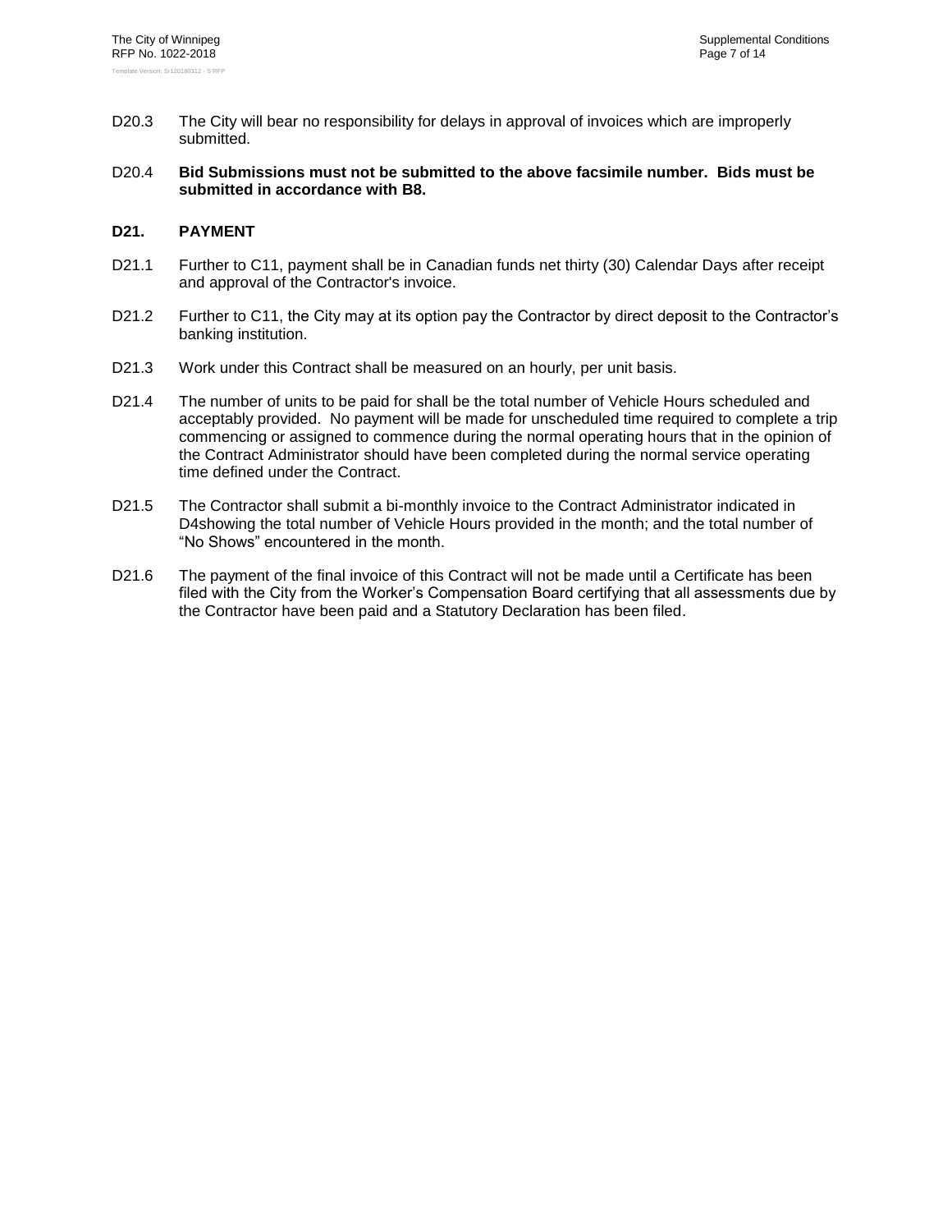D20.3 The City will bear no responsibility for delays in approval of invoices which are improperly submitted.

D20.4 **Bid Submissions must not be submitted to the above facsimile number. Bids must be submitted in accordance with B8.**

## D21. PAYMENT

D21.1 Further to C11, payment shall be in Canadian funds net thirty (30) Calendar Days after receipt and approval of the Contractor's invoice.

D21.2 Further to C11, the City may at its option pay the Contractor by direct deposit to the Contractor's banking institution.

D21.3 Work under this Contract shall be measured on an hourly, per unit basis.

D21.4 The number of units to be paid for shall be the total number of Vehicle Hours scheduled and acceptably provided. No payment will be made for unscheduled time required to complete a trip commencing or assigned to commence during the normal operating hours that in the opinion of the Contract Administrator should have been completed during the normal service operating time defined under the Contract.

D21.5 The Contractor shall submit a bi-monthly invoice to the Contract Administrator indicated in D4showing the total number of Vehicle Hours provided in the month; and the total number of "No Shows" encountered in the month.

D21.6 The payment of the final invoice of this Contract will not be made until a Certificate has been filed with the City from the Worker's Compensation Board certifying that all assessments due by the Contractor have been paid and a Statutory Declaration has been filed.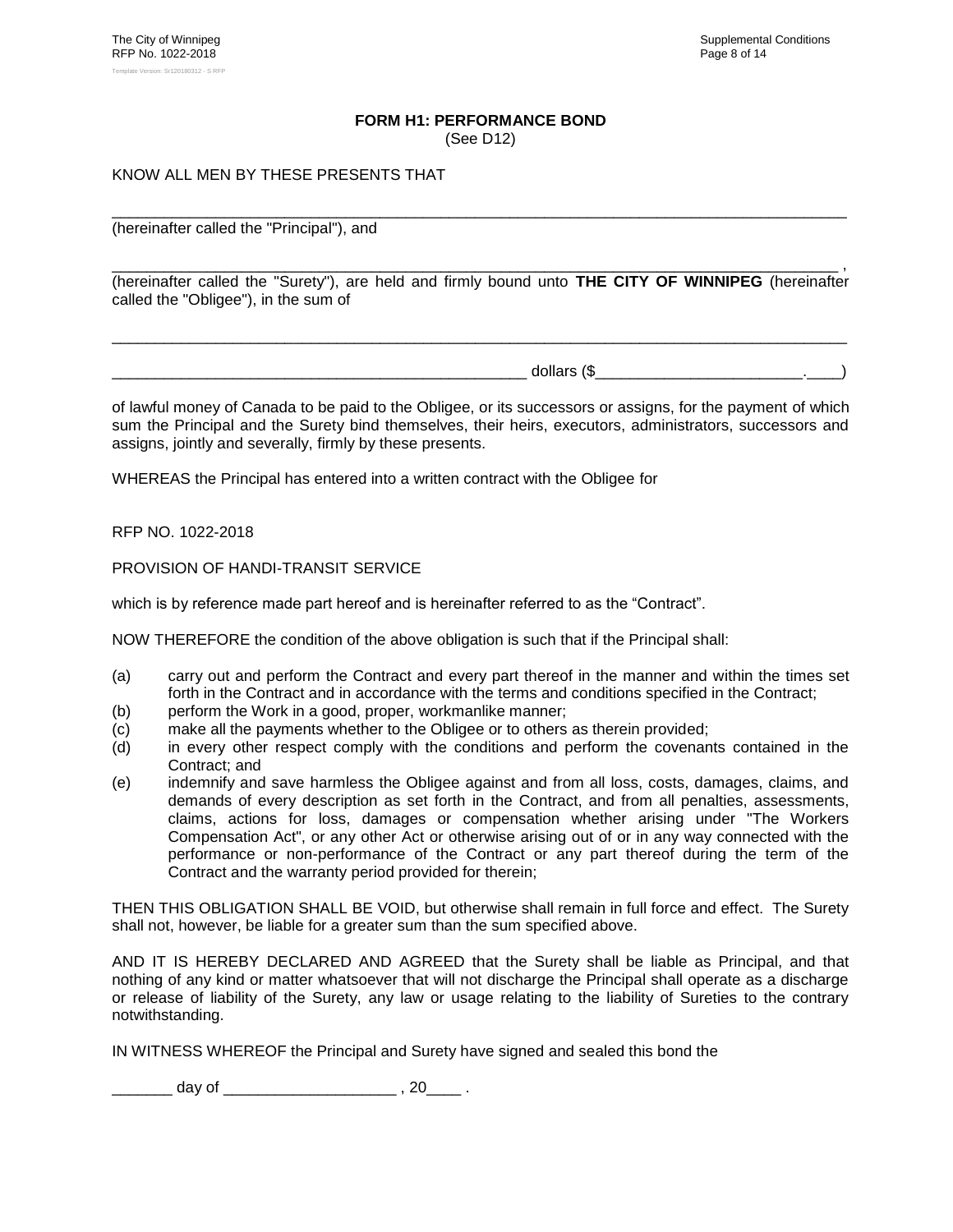**FORM H1: PERFORMANCE BOND**
(See D12)

KNOW ALL MEN BY THESE PRESENTS THAT

_______________________________________________________________________________________

(hereinafter called the "Principal"), and

______________________________________________________________________________________ ,
(hereinafter called the "Surety"), are held and firmly bound unto **THE CITY OF WINNIPEG** (hereinafter called the "Obligee"), in the sum of

_______________________________________________________________________________________

_________________________________________________ dollars ($_______________________.____)

of lawful money of Canada to be paid to the Obligee, or its successors or assigns, for the payment of which sum the Principal and the Surety bind themselves, their heirs, executors, administrators, successors and assigns, jointly and severally, firmly by these presents.

WHEREAS the Principal has entered into a written contract with the Obligee for

RFP NO. 1022-2018

PROVISION OF HANDI-TRANSIT SERVICE

which is by reference made part hereof and is hereinafter referred to as the "Contract".

NOW THEREFORE the condition of the above obligation is such that if the Principal shall:

(a) carry out and perform the Contract and every part thereof in the manner and within the times set forth in the Contract and in accordance with the terms and conditions specified in the Contract;
(b) perform the Work in a good, proper, workmanlike manner;
(c) make all the payments whether to the Obligee or to others as therein provided;
(d) in every other respect comply with the conditions and perform the covenants contained in the Contract; and
(e) indemnify and save harmless the Obligee against and from all loss, costs, damages, claims, and demands of every description as set forth in the Contract, and from all penalties, assessments, claims, actions for loss, damages or compensation whether arising under "The Workers Compensation Act", or any other Act or otherwise arising out of or in any way connected with the performance or non-performance of the Contract or any part thereof during the term of the Contract and the warranty period provided for therein;

THEN THIS OBLIGATION SHALL BE VOID, but otherwise shall remain in full force and effect. The Surety shall not, however, be liable for a greater sum than the sum specified above.

AND IT IS HEREBY DECLARED AND AGREED that the Surety shall be liable as Principal, and that nothing of any kind or matter whatsoever that will not discharge the Principal shall operate as a discharge or release of liability of the Surety, any law or usage relating to the liability of Sureties to the contrary notwithstanding.

IN WITNESS WHEREOF the Principal and Surety have signed and sealed this bond the

_______ day of ___________________ , 20____ .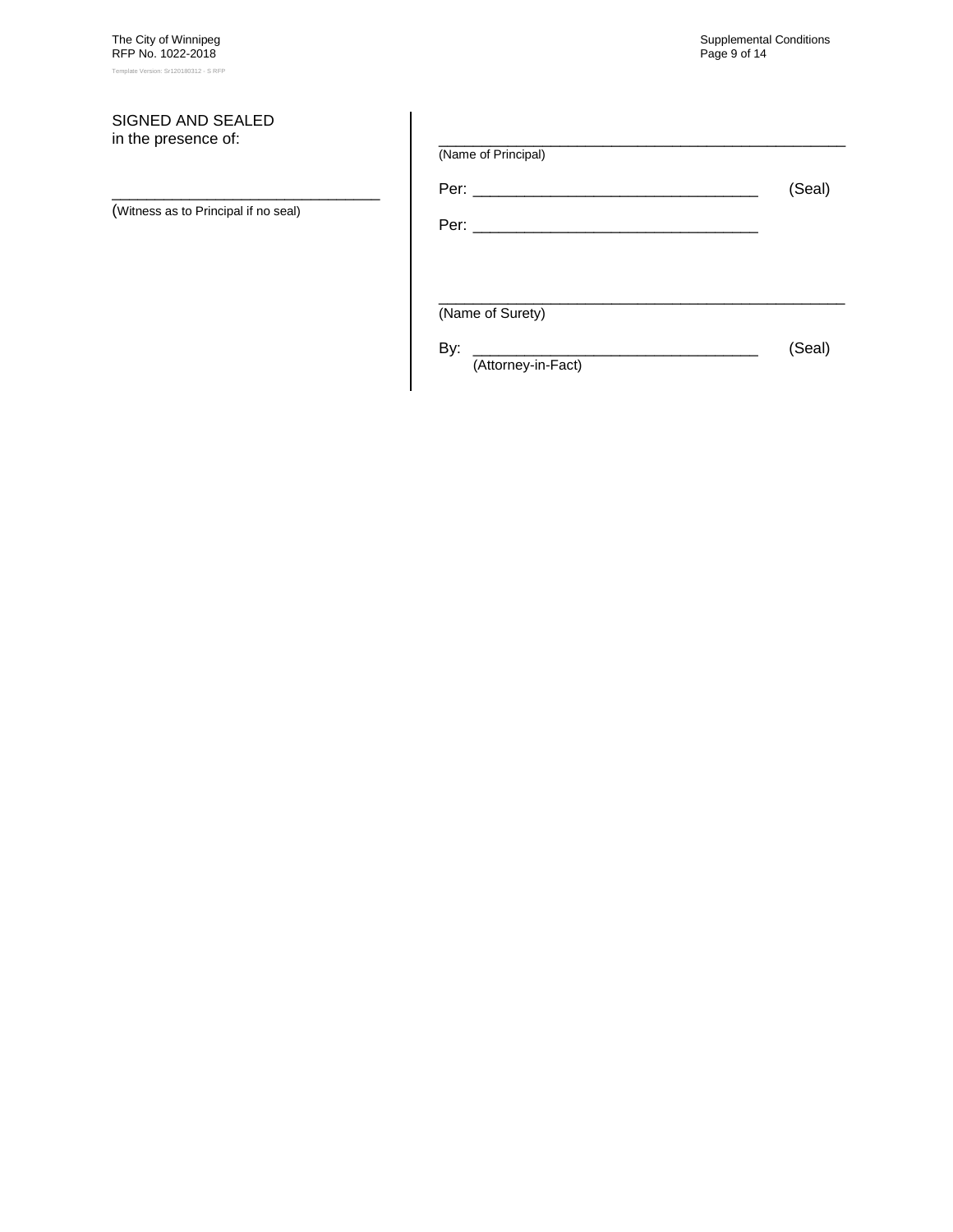SIGNED AND SEALED
in the presence of:

_________________________________
(Witness as to Principal if no seal)

_________________________________________________
(Name of Principal)

Per: __________________________________ (Seal)

Per: __________________________________

_________________________________________________
(Name of Surety)

By: __________________________________ (Seal)
(Attorney-in-Fact)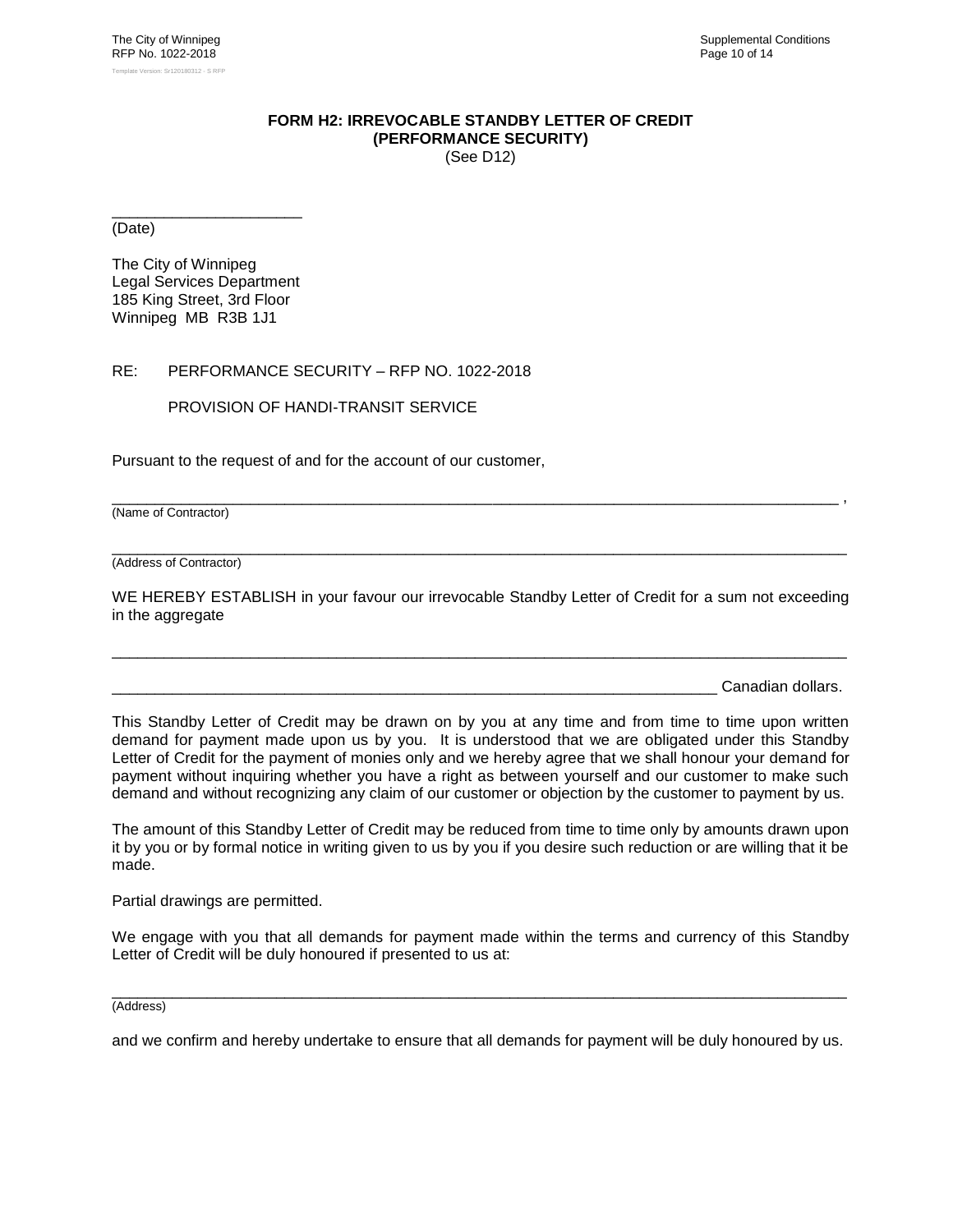**FORM H2: IRREVOCABLE STANDBY LETTER OF CREDIT**
**(PERFORMANCE SECURITY)**
(See D12)

______________________
(Date)

The City of Winnipeg
Legal Services Department
185 King Street, 3rd Floor
Winnipeg MB R3B 1J1

RE: PERFORMANCE SECURITY – RFP NO. 1022-2018

PROVISION OF HANDI-TRANSIT SERVICE

Pursuant to the request of and for the account of our customer,

__________________________________________________________________________________ ,
(Name of Contractor)

__________________________________________________________________________________
(Address of Contractor)

WE HEREBY ESTABLISH in your favour our irrevocable Standby Letter of Credit for a sum not exceeding in the aggregate

__________________________________________________________________________________

____________________________________________________________________ Canadian dollars.

This Standby Letter of Credit may be drawn on by you at any time and from time to time upon written demand for payment made upon us by you. It is understood that we are obligated under this Standby Letter of Credit for the payment of monies only and we hereby agree that we shall honour your demand for payment without inquiring whether you have a right as between yourself and our customer to make such demand and without recognizing any claim of our customer or objection by the customer to payment by us.

The amount of this Standby Letter of Credit may be reduced from time to time only by amounts drawn upon it by you or by formal notice in writing given to us by you if you desire such reduction or are willing that it be made.

Partial drawings are permitted.

We engage with you that all demands for payment made within the terms and currency of this Standby Letter of Credit will be duly honoured if presented to us at:

__________________________________________________________________________________
(Address)

and we confirm and hereby undertake to ensure that all demands for payment will be duly honoured by us.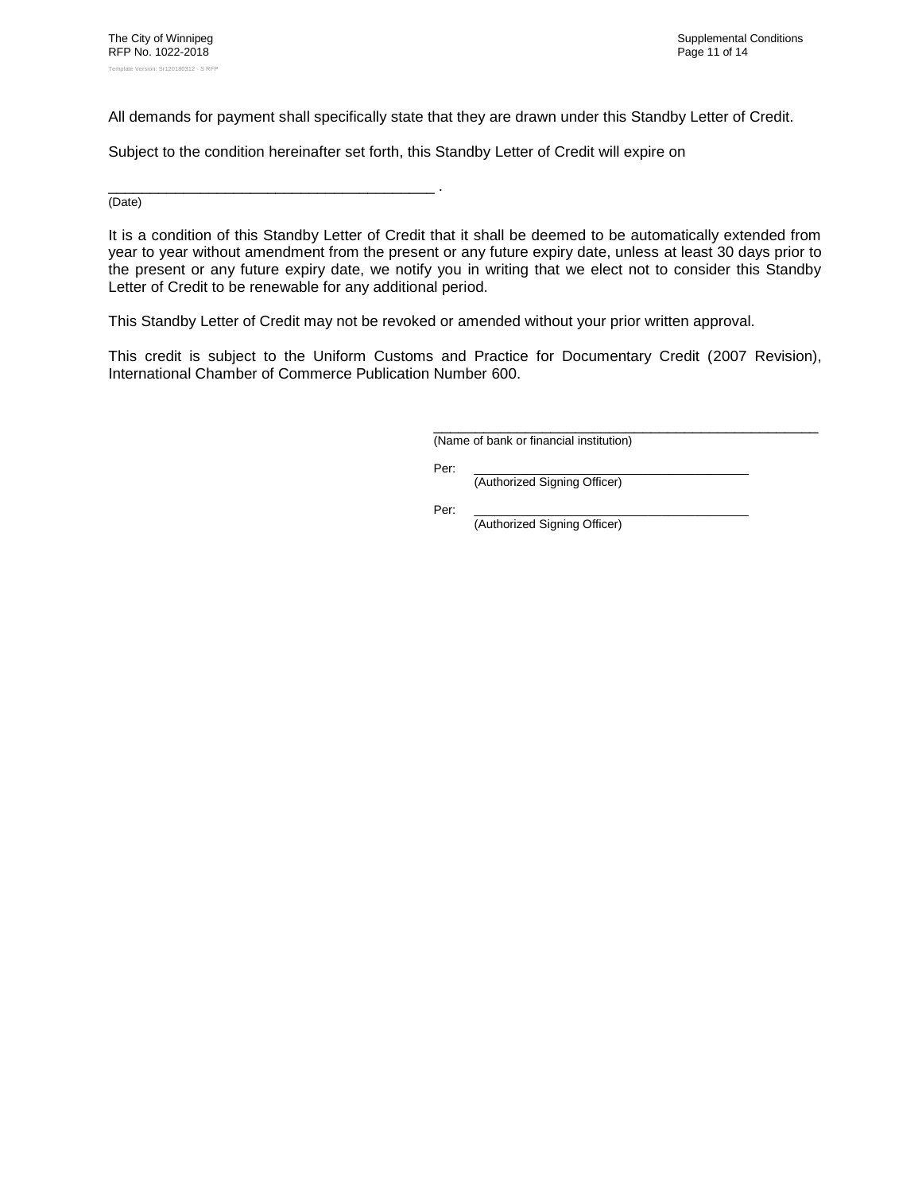All demands for payment shall specifically state that they are drawn under this Standby Letter of Credit.

Subject to the condition hereinafter set forth, this Standby Letter of Credit will expire on

_________________________________________ .
(Date)

It is a condition of this Standby Letter of Credit that it shall be deemed to be automatically extended from year to year without amendment from the present or any future expiry date, unless at least 30 days prior to the present or any future expiry date, we notify you in writing that we elect not to consider this Standby Letter of Credit to be renewable for any additional period.

This Standby Letter of Credit may not be revoked or amended without your prior written approval.

This credit is subject to the Uniform Customs and Practice for Documentary Credit (2007 Revision), International Chamber of Commerce Publication Number 600.

_____________________________________________________
(Name of bank or financial institution)

Per: _________________________________________
(Authorized Signing Officer)

Per: _________________________________________
(Authorized Signing Officer)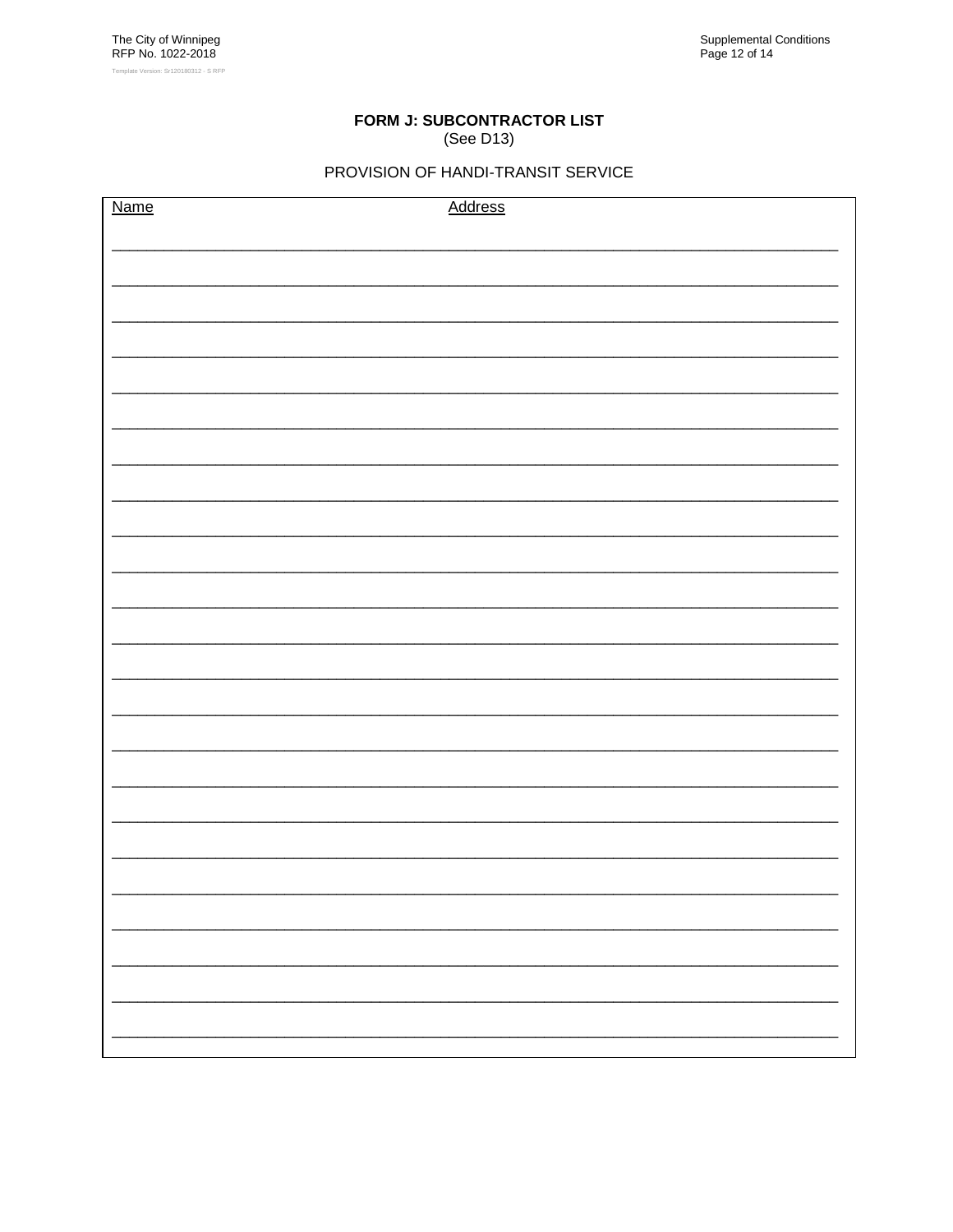**FORM J: SUBCONTRACTOR LIST**
(See D13)

PROVISION OF HANDI-TRANSIT SERVICE

| Name | Address |
|---|---|
| | |
| | |
| | |
| | |
| | |
| | |
| | |
| | |
| | |
| | |
| | |
| | |
| | |
| | |
| | |
| | |
| | |
| | |
| | |
| | |
| | |
| | |
| | |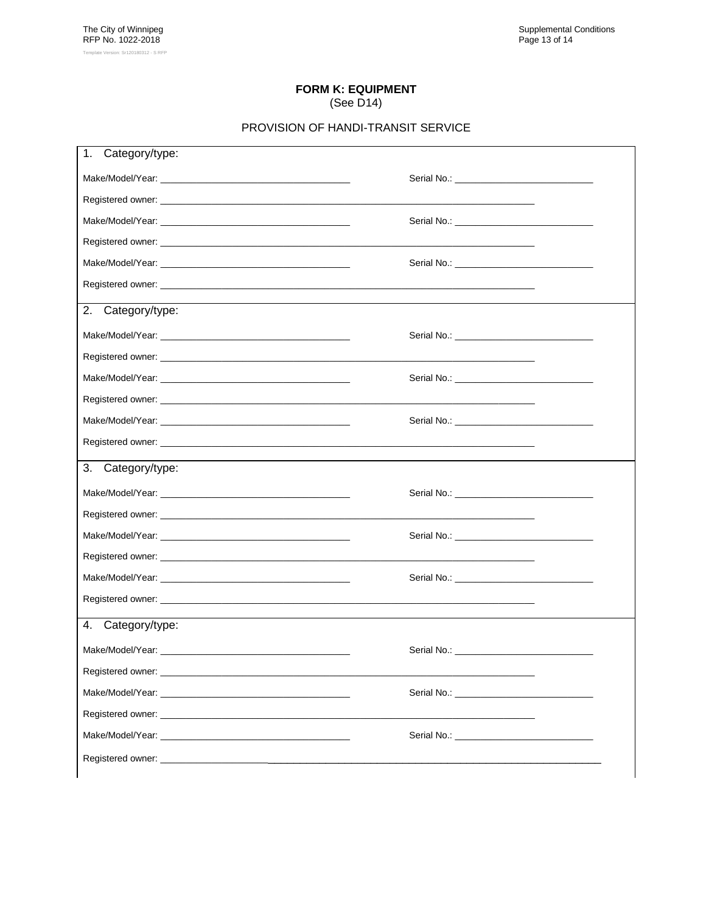**FORM K: EQUIPMENT**
(See D14)

PROVISION OF HANDI-TRANSIT SERVICE

1. Category/type:

Make/Model/Year: ____________________________________ Serial No.: ___________________________

Registered owner: ________________________________________________________________________

Make/Model/Year: ____________________________________ Serial No.: ___________________________

Registered owner: ________________________________________________________________________

Make/Model/Year: ____________________________________ Serial No.: ___________________________

Registered owner: ________________________________________________________________________

2. Category/type:

Make/Model/Year: ____________________________________ Serial No.: ___________________________

Registered owner: ________________________________________________________________________

Make/Model/Year: ____________________________________ Serial No.: ___________________________

Registered owner: ________________________________________________________________________

Make/Model/Year: ____________________________________ Serial No.: ___________________________

Registered owner: ________________________________________________________________________

3. Category/type:

Make/Model/Year: ____________________________________ Serial No.: ___________________________

Registered owner: ________________________________________________________________________

Make/Model/Year: ____________________________________ Serial No.: ___________________________

Registered owner: ________________________________________________________________________

Make/Model/Year: ____________________________________ Serial No.: ___________________________

Registered owner: ________________________________________________________________________

4. Category/type:

Make/Model/Year: ____________________________________ Serial No.: ___________________________

Registered owner: ________________________________________________________________________

Make/Model/Year: ____________________________________ Serial No.: ___________________________

Registered owner: ________________________________________________________________________

Make/Model/Year: ____________________________________ Serial No.: ___________________________

Registered owner: ________________________________________________________________________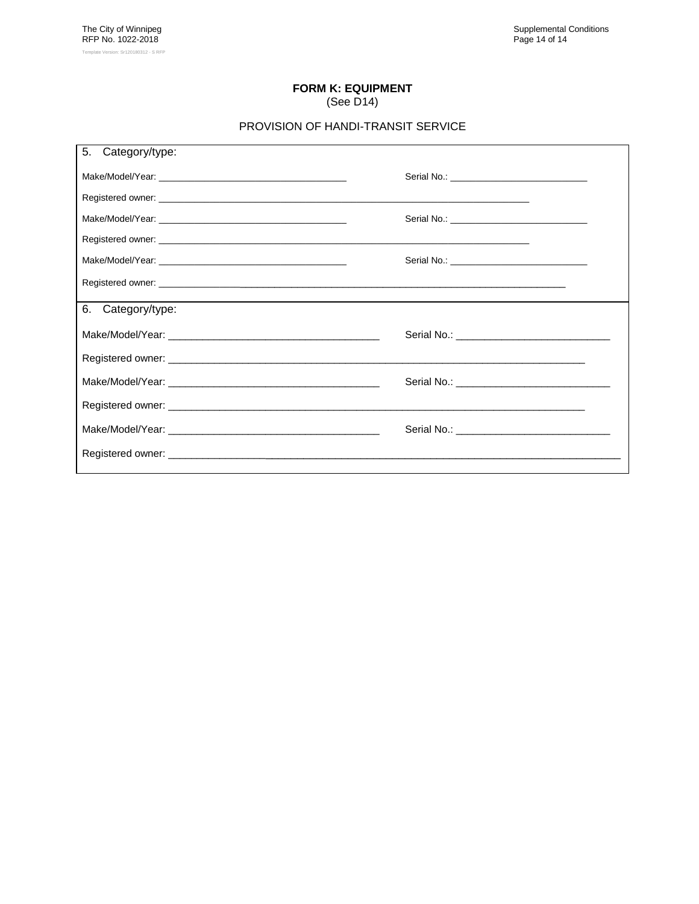**FORM K: EQUIPMENT**
(See D14)

PROVISION OF HANDI-TRANSIT SERVICE

5. Category/type:

Make/Model/Year: ____________________________________ Serial No.: ___________________________

Registered owner: ____________________________________________________________________________

Make/Model/Year: ____________________________________ Serial No.: ___________________________

Registered owner: ____________________________________________________________________________

Make/Model/Year: ____________________________________ Serial No.: ___________________________

Registered owner: ____________________________________________________________________________

6. Category/type:

Make/Model/Year: ____________________________________ Serial No.: ___________________________

Registered owner: ____________________________________________________________________________

Make/Model/Year: ____________________________________ Serial No.: ___________________________

Registered owner: ____________________________________________________________________________

Make/Model/Year: ____________________________________ Serial No.: ___________________________

Registered owner: ____________________________________________________________________________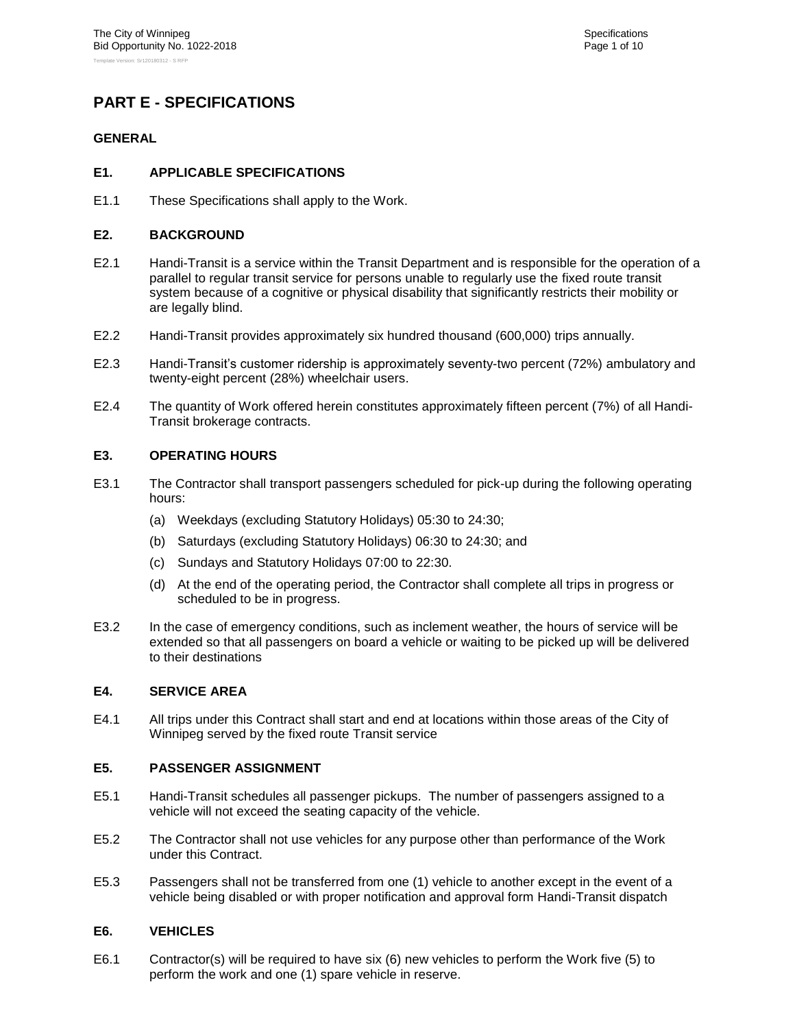# PART E - SPECIFICATIONS

## GENERAL

### E1. APPLICABLE SPECIFICATIONS

E1.1 These Specifications shall apply to the Work.

### E2. BACKGROUND

E2.1 Handi-Transit is a service within the Transit Department and is responsible for the operation of a parallel to regular transit service for persons unable to regularly use the fixed route transit system because of a cognitive or physical disability that significantly restricts their mobility or are legally blind.

E2.2 Handi-Transit provides approximately six hundred thousand (600,000) trips annually.

E2.3 Handi-Transit's customer ridership is approximately seventy-two percent (72%) ambulatory and twenty-eight percent (28%) wheelchair users.

E2.4 The quantity of Work offered herein constitutes approximately fifteen percent (7%) of all Handi-Transit brokerage contracts.

### E3. OPERATING HOURS

E3.1 The Contractor shall transport passengers scheduled for pick-up during the following operating hours:

(a) Weekdays (excluding Statutory Holidays) 05:30 to 24:30;

(b) Saturdays (excluding Statutory Holidays) 06:30 to 24:30; and

(c) Sundays and Statutory Holidays 07:00 to 22:30.

(d) At the end of the operating period, the Contractor shall complete all trips in progress or scheduled to be in progress.

E3.2 In the case of emergency conditions, such as inclement weather, the hours of service will be extended so that all passengers on board a vehicle or waiting to be picked up will be delivered to their destinations

### E4. SERVICE AREA

E4.1 All trips under this Contract shall start and end at locations within those areas of the City of Winnipeg served by the fixed route Transit service

### E5. PASSENGER ASSIGNMENT

E5.1 Handi-Transit schedules all passenger pickups. The number of passengers assigned to a vehicle will not exceed the seating capacity of the vehicle.

E5.2 The Contractor shall not use vehicles for any purpose other than performance of the Work under this Contract.

E5.3 Passengers shall not be transferred from one (1) vehicle to another except in the event of a vehicle being disabled or with proper notification and approval form Handi-Transit dispatch

### E6. VEHICLES

E6.1 Contractor(s) will be required to have six (6) new vehicles to perform the Work five (5) to perform the work and one (1) spare vehicle in reserve.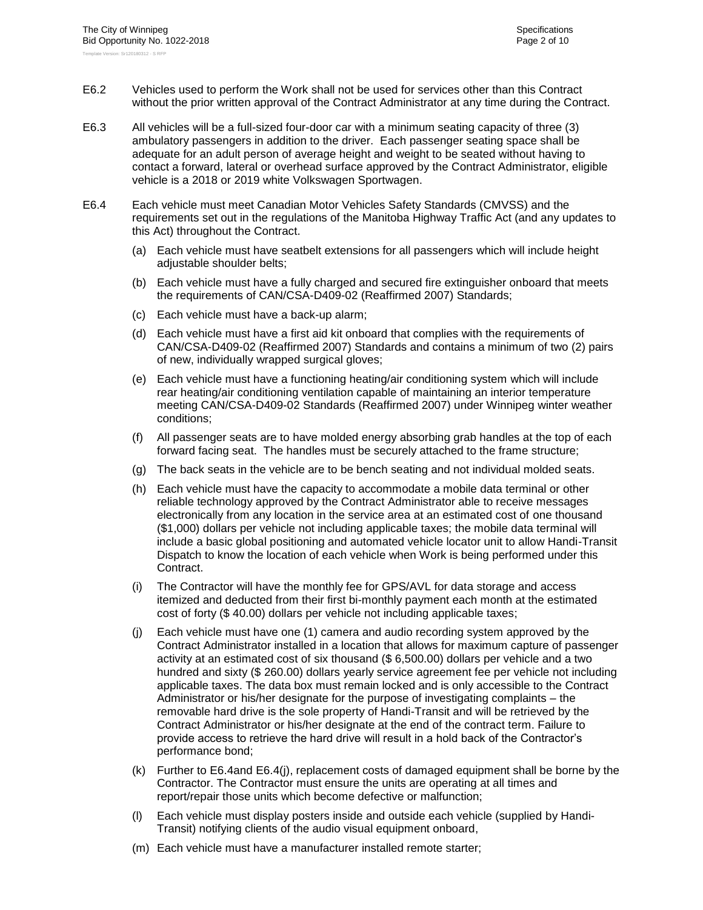E6.2 Vehicles used to perform the Work shall not be used for services other than this Contract without the prior written approval of the Contract Administrator at any time during the Contract.

E6.3 All vehicles will be a full-sized four-door car with a minimum seating capacity of three (3) ambulatory passengers in addition to the driver. Each passenger seating space shall be adequate for an adult person of average height and weight to be seated without having to contact a forward, lateral or overhead surface approved by the Contract Administrator, eligible vehicle is a 2018 or 2019 white Volkswagen Sportwagen.

E6.4 Each vehicle must meet Canadian Motor Vehicles Safety Standards (CMVSS) and the requirements set out in the regulations of the Manitoba Highway Traffic Act (and any updates to this Act) throughout the Contract.

(a) Each vehicle must have seatbelt extensions for all passengers which will include height adjustable shoulder belts;

(b) Each vehicle must have a fully charged and secured fire extinguisher onboard that meets the requirements of CAN/CSA-D409-02 (Reaffirmed 2007) Standards;

(c) Each vehicle must have a back-up alarm;

(d) Each vehicle must have a first aid kit onboard that complies with the requirements of CAN/CSA-D409-02 (Reaffirmed 2007) Standards and contains a minimum of two (2) pairs of new, individually wrapped surgical gloves;

(e) Each vehicle must have a functioning heating/air conditioning system which will include rear heating/air conditioning ventilation capable of maintaining an interior temperature meeting CAN/CSA-D409-02 Standards (Reaffirmed 2007) under Winnipeg winter weather conditions;

(f) All passenger seats are to have molded energy absorbing grab handles at the top of each forward facing seat. The handles must be securely attached to the frame structure;

(g) The back seats in the vehicle are to be bench seating and not individual molded seats.

(h) Each vehicle must have the capacity to accommodate a mobile data terminal or other reliable technology approved by the Contract Administrator able to receive messages electronically from any location in the service area at an estimated cost of one thousand ($1,000) dollars per vehicle not including applicable taxes; the mobile data terminal will include a basic global positioning and automated vehicle locator unit to allow Handi-Transit Dispatch to know the location of each vehicle when Work is being performed under this Contract.

(i) The Contractor will have the monthly fee for GPS/AVL for data storage and access itemized and deducted from their first bi-monthly payment each month at the estimated cost of forty ($ 40.00) dollars per vehicle not including applicable taxes;

(j) Each vehicle must have one (1) camera and audio recording system approved by the Contract Administrator installed in a location that allows for maximum capture of passenger activity at an estimated cost of six thousand ($ 6,500.00) dollars per vehicle and a two hundred and sixty ($ 260.00) dollars yearly service agreement fee per vehicle not including applicable taxes. The data box must remain locked and is only accessible to the Contract Administrator or his/her designate for the purpose of investigating complaints – the removable hard drive is the sole property of Handi-Transit and will be retrieved by the Contract Administrator or his/her designate at the end of the contract term. Failure to provide access to retrieve the hard drive will result in a hold back of the Contractor's performance bond;

(k) Further to E6.4and E6.4(j), replacement costs of damaged equipment shall be borne by the Contractor. The Contractor must ensure the units are operating at all times and report/repair those units which become defective or malfunction;

(l) Each vehicle must display posters inside and outside each vehicle (supplied by Handi-Transit) notifying clients of the audio visual equipment onboard,

(m) Each vehicle must have a manufacturer installed remote starter;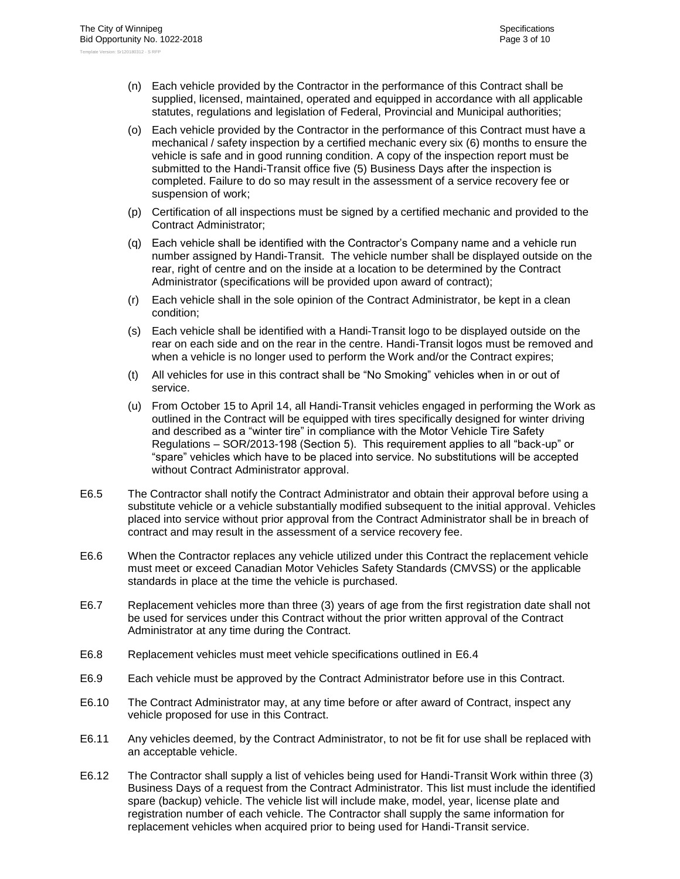(n) Each vehicle provided by the Contractor in the performance of this Contract shall be supplied, licensed, maintained, operated and equipped in accordance with all applicable statutes, regulations and legislation of Federal, Provincial and Municipal authorities;

(o) Each vehicle provided by the Contractor in the performance of this Contract must have a mechanical / safety inspection by a certified mechanic every six (6) months to ensure the vehicle is safe and in good running condition. A copy of the inspection report must be submitted to the Handi-Transit office five (5) Business Days after the inspection is completed. Failure to do so may result in the assessment of a service recovery fee or suspension of work;

(p) Certification of all inspections must be signed by a certified mechanic and provided to the Contract Administrator;

(q) Each vehicle shall be identified with the Contractor's Company name and a vehicle run number assigned by Handi-Transit. The vehicle number shall be displayed outside on the rear, right of centre and on the inside at a location to be determined by the Contract Administrator (specifications will be provided upon award of contract);

(r) Each vehicle shall in the sole opinion of the Contract Administrator, be kept in a clean condition;

(s) Each vehicle shall be identified with a Handi-Transit logo to be displayed outside on the rear on each side and on the rear in the centre. Handi-Transit logos must be removed and when a vehicle is no longer used to perform the Work and/or the Contract expires;

(t) All vehicles for use in this contract shall be "No Smoking" vehicles when in or out of service.

(u) From October 15 to April 14, all Handi-Transit vehicles engaged in performing the Work as outlined in the Contract will be equipped with tires specifically designed for winter driving and described as a "winter tire" in compliance with the Motor Vehicle Tire Safety Regulations – SOR/2013-198 (Section 5). This requirement applies to all "back-up" or "spare" vehicles which have to be placed into service. No substitutions will be accepted without Contract Administrator approval.

E6.5 The Contractor shall notify the Contract Administrator and obtain their approval before using a substitute vehicle or a vehicle substantially modified subsequent to the initial approval. Vehicles placed into service without prior approval from the Contract Administrator shall be in breach of contract and may result in the assessment of a service recovery fee.

E6.6 When the Contractor replaces any vehicle utilized under this Contract the replacement vehicle must meet or exceed Canadian Motor Vehicles Safety Standards (CMVSS) or the applicable standards in place at the time the vehicle is purchased.

E6.7 Replacement vehicles more than three (3) years of age from the first registration date shall not be used for services under this Contract without the prior written approval of the Contract Administrator at any time during the Contract.

E6.8 Replacement vehicles must meet vehicle specifications outlined in E6.4

E6.9 Each vehicle must be approved by the Contract Administrator before use in this Contract.

E6.10 The Contract Administrator may, at any time before or after award of Contract, inspect any vehicle proposed for use in this Contract.

E6.11 Any vehicles deemed, by the Contract Administrator, to not be fit for use shall be replaced with an acceptable vehicle.

E6.12 The Contractor shall supply a list of vehicles being used for Handi-Transit Work within three (3) Business Days of a request from the Contract Administrator. This list must include the identified spare (backup) vehicle. The vehicle list will include make, model, year, license plate and registration number of each vehicle. The Contractor shall supply the same information for replacement vehicles when acquired prior to being used for Handi-Transit service.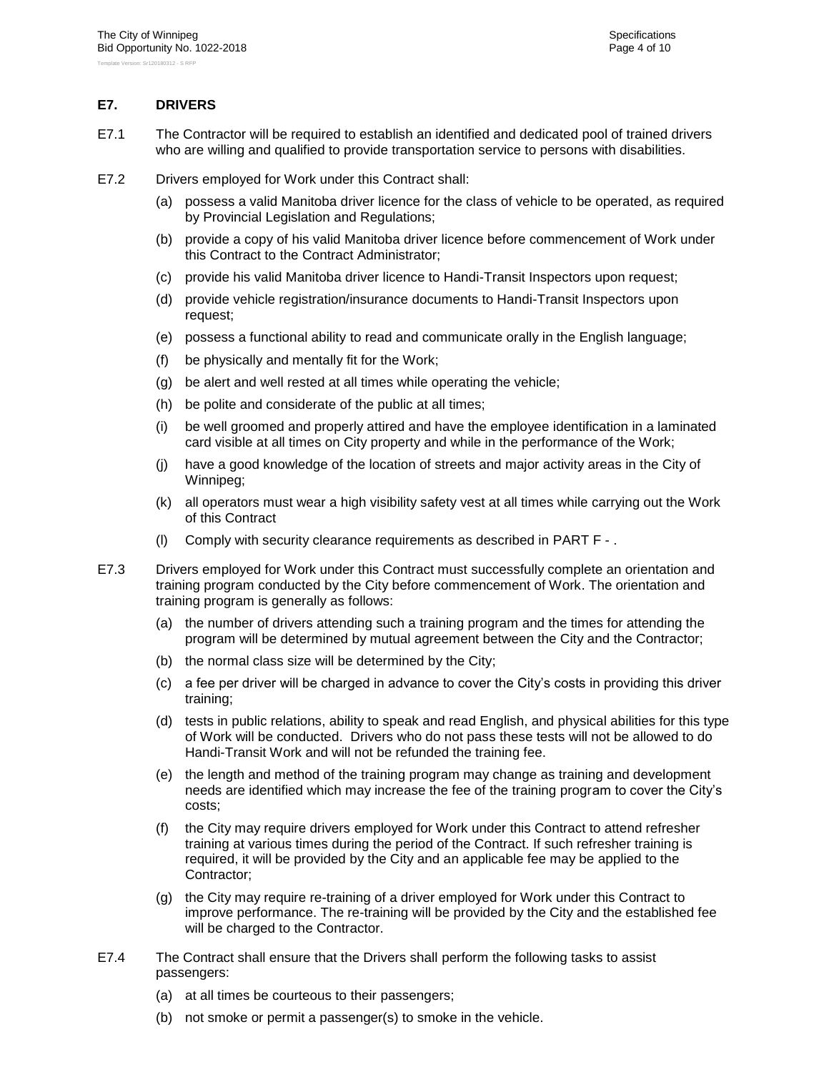## E7. DRIVERS

E7.1 The Contractor will be required to establish an identified and dedicated pool of trained drivers who are willing and qualified to provide transportation service to persons with disabilities.

E7.2 Drivers employed for Work under this Contract shall:

(a) possess a valid Manitoba driver licence for the class of vehicle to be operated, as required by Provincial Legislation and Regulations;

(b) provide a copy of his valid Manitoba driver licence before commencement of Work under this Contract to the Contract Administrator;

(c) provide his valid Manitoba driver licence to Handi-Transit Inspectors upon request;

(d) provide vehicle registration/insurance documents to Handi-Transit Inspectors upon request;

(e) possess a functional ability to read and communicate orally in the English language;

(f) be physically and mentally fit for the Work;

(g) be alert and well rested at all times while operating the vehicle;

(h) be polite and considerate of the public at all times;

(i) be well groomed and properly attired and have the employee identification in a laminated card visible at all times on City property and while in the performance of the Work;

(j) have a good knowledge of the location of streets and major activity areas in the City of Winnipeg;

(k) all operators must wear a high visibility safety vest at all times while carrying out the Work of this Contract

(l) Comply with security clearance requirements as described in PART F - .

E7.3 Drivers employed for Work under this Contract must successfully complete an orientation and training program conducted by the City before commencement of Work. The orientation and training program is generally as follows:

(a) the number of drivers attending such a training program and the times for attending the program will be determined by mutual agreement between the City and the Contractor;

(b) the normal class size will be determined by the City;

(c) a fee per driver will be charged in advance to cover the City's costs in providing this driver training;

(d) tests in public relations, ability to speak and read English, and physical abilities for this type of Work will be conducted. Drivers who do not pass these tests will not be allowed to do Handi-Transit Work and will not be refunded the training fee.

(e) the length and method of the training program may change as training and development needs are identified which may increase the fee of the training program to cover the City's costs;

(f) the City may require drivers employed for Work under this Contract to attend refresher training at various times during the period of the Contract. If such refresher training is required, it will be provided by the City and an applicable fee may be applied to the Contractor;

(g) the City may require re-training of a driver employed for Work under this Contract to improve performance. The re-training will be provided by the City and the established fee will be charged to the Contractor.

E7.4 The Contract shall ensure that the Drivers shall perform the following tasks to assist passengers:

(a) at all times be courteous to their passengers;

(b) not smoke or permit a passenger(s) to smoke in the vehicle.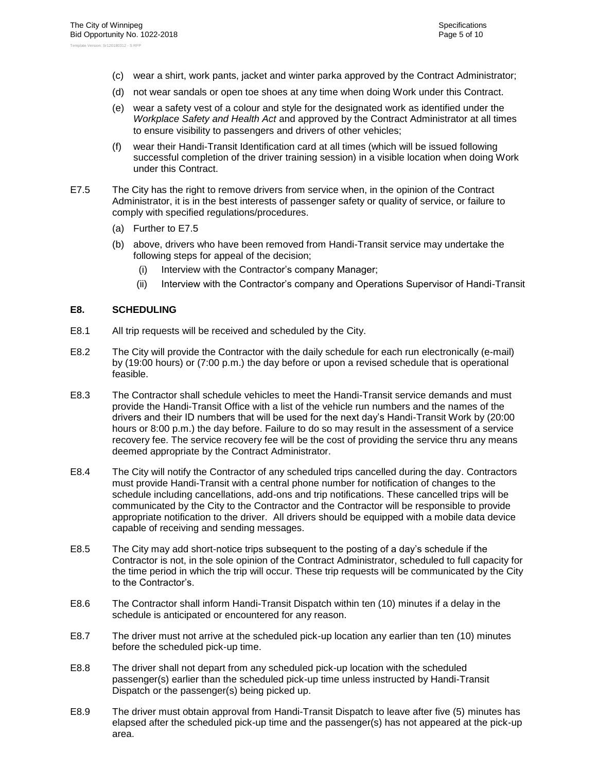(c) wear a shirt, work pants, jacket and winter parka approved by the Contract Administrator;

(d) not wear sandals or open toe shoes at any time when doing Work under this Contract.

(e) wear a safety vest of a colour and style for the designated work as identified under the *Workplace Safety and Health Act* and approved by the Contract Administrator at all times to ensure visibility to passengers and drivers of other vehicles;

(f) wear their Handi-Transit Identification card at all times (which will be issued following successful completion of the driver training session) in a visible location when doing Work under this Contract.

E7.5 The City has the right to remove drivers from service when, in the opinion of the Contract Administrator, it is in the best interests of passenger safety or quality of service, or failure to comply with specified regulations/procedures.

(a) Further to E7.5

(b) above, drivers who have been removed from Handi-Transit service may undertake the following steps for appeal of the decision;

(i) Interview with the Contractor's company Manager;

(ii) Interview with the Contractor's company and Operations Supervisor of Handi-Transit

**E8. SCHEDULING**

E8.1 All trip requests will be received and scheduled by the City.

E8.2 The City will provide the Contractor with the daily schedule for each run electronically (e-mail) by (19:00 hours) or (7:00 p.m.) the day before or upon a revised schedule that is operational feasible.

E8.3 The Contractor shall schedule vehicles to meet the Handi-Transit service demands and must provide the Handi-Transit Office with a list of the vehicle run numbers and the names of the drivers and their ID numbers that will be used for the next day's Handi-Transit Work by (20:00 hours or 8:00 p.m.) the day before. Failure to do so may result in the assessment of a service recovery fee. The service recovery fee will be the cost of providing the service thru any means deemed appropriate by the Contract Administrator.

E8.4 The City will notify the Contractor of any scheduled trips cancelled during the day. Contractors must provide Handi-Transit with a central phone number for notification of changes to the schedule including cancellations, add-ons and trip notifications. These cancelled trips will be communicated by the City to the Contractor and the Contractor will be responsible to provide appropriate notification to the driver. All drivers should be equipped with a mobile data device capable of receiving and sending messages.

E8.5 The City may add short-notice trips subsequent to the posting of a day's schedule if the Contractor is not, in the sole opinion of the Contract Administrator, scheduled to full capacity for the time period in which the trip will occur. These trip requests will be communicated by the City to the Contractor's.

E8.6 The Contractor shall inform Handi-Transit Dispatch within ten (10) minutes if a delay in the schedule is anticipated or encountered for any reason.

E8.7 The driver must not arrive at the scheduled pick-up location any earlier than ten (10) minutes before the scheduled pick-up time.

E8.8 The driver shall not depart from any scheduled pick-up location with the scheduled passenger(s) earlier than the scheduled pick-up time unless instructed by Handi-Transit Dispatch or the passenger(s) being picked up.

E8.9 The driver must obtain approval from Handi-Transit Dispatch to leave after five (5) minutes has elapsed after the scheduled pick-up time and the passenger(s) has not appeared at the pick-up area.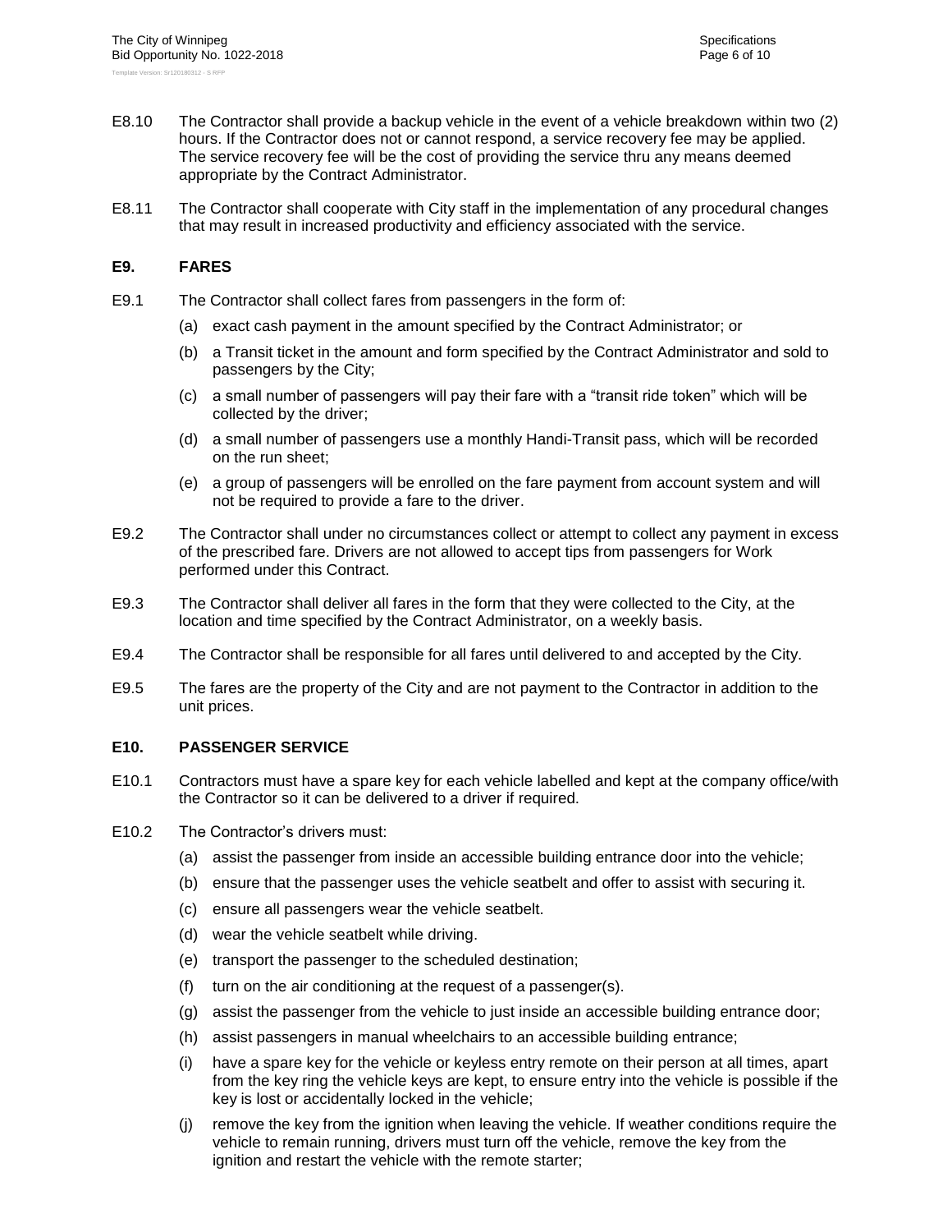E8.10 The Contractor shall provide a backup vehicle in the event of a vehicle breakdown within two (2) hours. If the Contractor does not or cannot respond, a service recovery fee may be applied. The service recovery fee will be the cost of providing the service thru any means deemed appropriate by the Contract Administrator.

E8.11 The Contractor shall cooperate with City staff in the implementation of any procedural changes that may result in increased productivity and efficiency associated with the service.

## E9. FARES

E9.1 The Contractor shall collect fares from passengers in the form of:

(a) exact cash payment in the amount specified by the Contract Administrator; or

(b) a Transit ticket in the amount and form specified by the Contract Administrator and sold to passengers by the City;

(c) a small number of passengers will pay their fare with a "transit ride token" which will be collected by the driver;

(d) a small number of passengers use a monthly Handi-Transit pass, which will be recorded on the run sheet;

(e) a group of passengers will be enrolled on the fare payment from account system and will not be required to provide a fare to the driver.

E9.2 The Contractor shall under no circumstances collect or attempt to collect any payment in excess of the prescribed fare. Drivers are not allowed to accept tips from passengers for Work performed under this Contract.

E9.3 The Contractor shall deliver all fares in the form that they were collected to the City, at the location and time specified by the Contract Administrator, on a weekly basis.

E9.4 The Contractor shall be responsible for all fares until delivered to and accepted by the City.

E9.5 The fares are the property of the City and are not payment to the Contractor in addition to the unit prices.

## E10. PASSENGER SERVICE

E10.1 Contractors must have a spare key for each vehicle labelled and kept at the company office/with the Contractor so it can be delivered to a driver if required.

E10.2 The Contractor's drivers must:

(a) assist the passenger from inside an accessible building entrance door into the vehicle;

(b) ensure that the passenger uses the vehicle seatbelt and offer to assist with securing it.

(c) ensure all passengers wear the vehicle seatbelt.

(d) wear the vehicle seatbelt while driving.

(e) transport the passenger to the scheduled destination;

(f) turn on the air conditioning at the request of a passenger(s).

(g) assist the passenger from the vehicle to just inside an accessible building entrance door;

(h) assist passengers in manual wheelchairs to an accessible building entrance;

(i) have a spare key for the vehicle or keyless entry remote on their person at all times, apart from the key ring the vehicle keys are kept, to ensure entry into the vehicle is possible if the key is lost or accidentally locked in the vehicle;

(j) remove the key from the ignition when leaving the vehicle. If weather conditions require the vehicle to remain running, drivers must turn off the vehicle, remove the key from the ignition and restart the vehicle with the remote starter;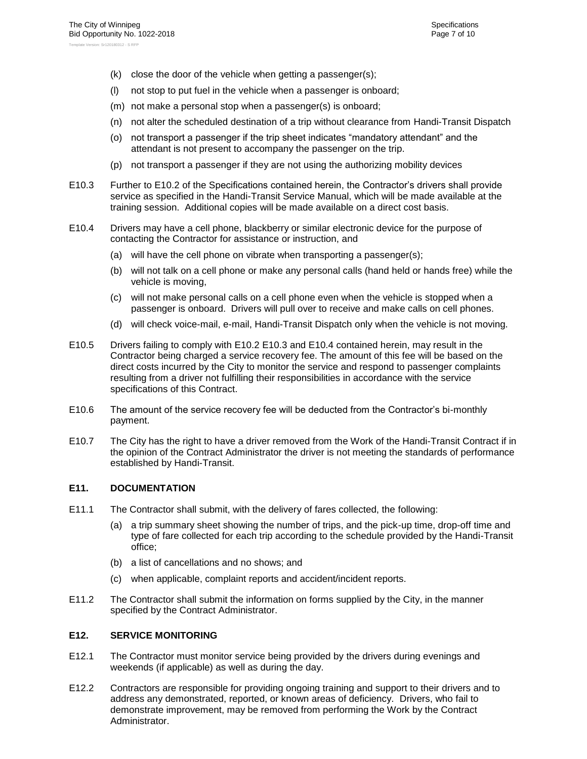(k) close the door of the vehicle when getting a passenger(s);

(l) not stop to put fuel in the vehicle when a passenger is onboard;

(m) not make a personal stop when a passenger(s) is onboard;

(n) not alter the scheduled destination of a trip without clearance from Handi-Transit Dispatch

(o) not transport a passenger if the trip sheet indicates “mandatory attendant” and the attendant is not present to accompany the passenger on the trip.

(p) not transport a passenger if they are not using the authorizing mobility devices

E10.3 Further to E10.2 of the Specifications contained herein, the Contractor’s drivers shall provide service as specified in the Handi-Transit Service Manual, which will be made available at the training session. Additional copies will be made available on a direct cost basis.

E10.4 Drivers may have a cell phone, blackberry or similar electronic device for the purpose of contacting the Contractor for assistance or instruction, and

(a) will have the cell phone on vibrate when transporting a passenger(s);

(b) will not talk on a cell phone or make any personal calls (hand held or hands free) while the vehicle is moving,

(c) will not make personal calls on a cell phone even when the vehicle is stopped when a passenger is onboard. Drivers will pull over to receive and make calls on cell phones.

(d) will check voice-mail, e-mail, Handi-Transit Dispatch only when the vehicle is not moving.

E10.5 Drivers failing to comply with E10.2 E10.3 and E10.4 contained herein, may result in the Contractor being charged a service recovery fee. The amount of this fee will be based on the direct costs incurred by the City to monitor the service and respond to passenger complaints resulting from a driver not fulfilling their responsibilities in accordance with the service specifications of this Contract.

E10.6 The amount of the service recovery fee will be deducted from the Contractor’s bi-monthly payment.

E10.7 The City has the right to have a driver removed from the Work of the Handi-Transit Contract if in the opinion of the Contract Administrator the driver is not meeting the standards of performance established by Handi-Transit.

## E11. DOCUMENTATION

E11.1 The Contractor shall submit, with the delivery of fares collected, the following:

(a) a trip summary sheet showing the number of trips, and the pick-up time, drop-off time and type of fare collected for each trip according to the schedule provided by the Handi-Transit office;

(b) a list of cancellations and no shows; and

(c) when applicable, complaint reports and accident/incident reports.

E11.2 The Contractor shall submit the information on forms supplied by the City, in the manner specified by the Contract Administrator.

## E12. SERVICE MONITORING

E12.1 The Contractor must monitor service being provided by the drivers during evenings and weekends (if applicable) as well as during the day.

E12.2 Contractors are responsible for providing ongoing training and support to their drivers and to address any demonstrated, reported, or known areas of deficiency. Drivers, who fail to demonstrate improvement, may be removed from performing the Work by the Contract Administrator.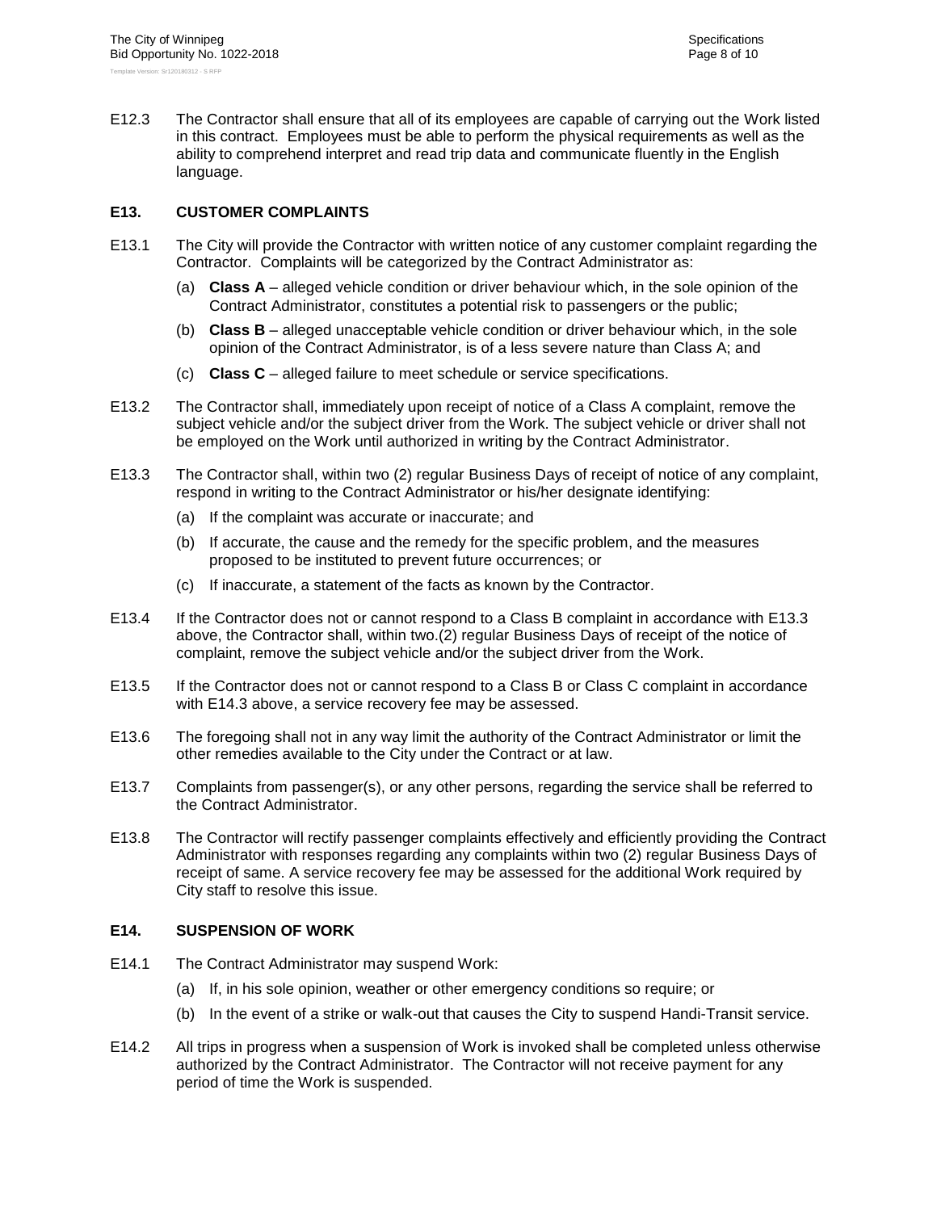E12.3 The Contractor shall ensure that all of its employees are capable of carrying out the Work listed in this contract. Employees must be able to perform the physical requirements as well as the ability to comprehend interpret and read trip data and communicate fluently in the English language.

## E13. CUSTOMER COMPLAINTS

E13.1 The City will provide the Contractor with written notice of any customer complaint regarding the Contractor. Complaints will be categorized by the Contract Administrator as:

- (a) **Class A** – alleged vehicle condition or driver behaviour which, in the sole opinion of the Contract Administrator, constitutes a potential risk to passengers or the public;
- (b) **Class B** – alleged unacceptable vehicle condition or driver behaviour which, in the sole opinion of the Contract Administrator, is of a less severe nature than Class A; and
- (c) **Class C** – alleged failure to meet schedule or service specifications.

E13.2 The Contractor shall, immediately upon receipt of notice of a Class A complaint, remove the subject vehicle and/or the subject driver from the Work. The subject vehicle or driver shall not be employed on the Work until authorized in writing by the Contract Administrator.

E13.3 The Contractor shall, within two (2) regular Business Days of receipt of notice of any complaint, respond in writing to the Contract Administrator or his/her designate identifying:

- (a) If the complaint was accurate or inaccurate; and
- (b) If accurate, the cause and the remedy for the specific problem, and the measures proposed to be instituted to prevent future occurrences; or
- (c) If inaccurate, a statement of the facts as known by the Contractor.

E13.4 If the Contractor does not or cannot respond to a Class B complaint in accordance with E13.3 above, the Contractor shall, within two.(2) regular Business Days of receipt of the notice of complaint, remove the subject vehicle and/or the subject driver from the Work.

E13.5 If the Contractor does not or cannot respond to a Class B or Class C complaint in accordance with E14.3 above, a service recovery fee may be assessed.

E13.6 The foregoing shall not in any way limit the authority of the Contract Administrator or limit the other remedies available to the City under the Contract or at law.

E13.7 Complaints from passenger(s), or any other persons, regarding the service shall be referred to the Contract Administrator.

E13.8 The Contractor will rectify passenger complaints effectively and efficiently providing the Contract Administrator with responses regarding any complaints within two (2) regular Business Days of receipt of same. A service recovery fee may be assessed for the additional Work required by City staff to resolve this issue.

## E14. SUSPENSION OF WORK

E14.1 The Contract Administrator may suspend Work:

- (a) If, in his sole opinion, weather or other emergency conditions so require; or
- (b) In the event of a strike or walk-out that causes the City to suspend Handi-Transit service.

E14.2 All trips in progress when a suspension of Work is invoked shall be completed unless otherwise authorized by the Contract Administrator. The Contractor will not receive payment for any period of time the Work is suspended.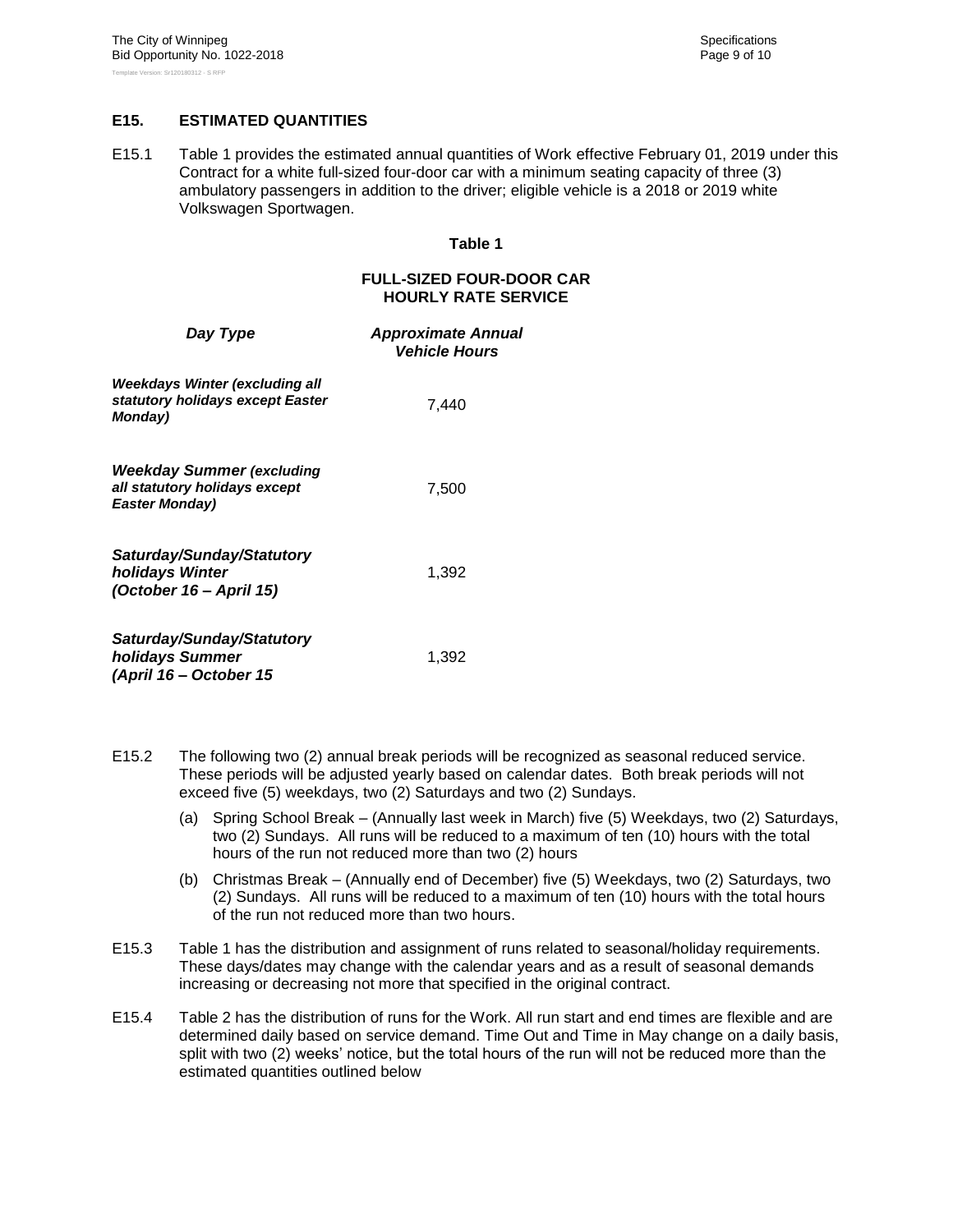## E15. ESTIMATED QUANTITIES

E15.1 Table 1 provides the estimated annual quantities of Work effective February 01, 2019 under this Contract for a white full-sized four-door car with a minimum seating capacity of three (3) ambulatory passengers in addition to the driver; eligible vehicle is a 2018 or 2019 white Volkswagen Sportwagen.

**Table 1**

**FULL-SIZED FOUR-DOOR CAR HOURLY RATE SERVICE**

| *Day Type* | *Approximate Annual Vehicle Hours* |
|---|---|
| *Weekdays Winter (excluding all statutory holidays except Easter Monday)* | 7,440 |
| *Weekday Summer (excluding all statutory holidays except Easter Monday)* | 7,500 |
| *Saturday/Sunday/Statutory holidays Winter (October 16 – April 15)* | 1,392 |
| *Saturday/Sunday/Statutory holidays Summer (April 16 – October 15* | 1,392 |

E15.2 The following two (2) annual break periods will be recognized as seasonal reduced service. These periods will be adjusted yearly based on calendar dates. Both break periods will not exceed five (5) weekdays, two (2) Saturdays and two (2) Sundays.

(a) Spring School Break – (Annually last week in March) five (5) Weekdays, two (2) Saturdays, two (2) Sundays. All runs will be reduced to a maximum of ten (10) hours with the total hours of the run not reduced more than two (2) hours

(b) Christmas Break – (Annually end of December) five (5) Weekdays, two (2) Saturdays, two (2) Sundays. All runs will be reduced to a maximum of ten (10) hours with the total hours of the run not reduced more than two hours.

E15.3 Table 1 has the distribution and assignment of runs related to seasonal/holiday requirements. These days/dates may change with the calendar years and as a result of seasonal demands increasing or decreasing not more that specified in the original contract.

E15.4 Table 2 has the distribution of runs for the Work. All run start and end times are flexible and are determined daily based on service demand. Time Out and Time in May change on a daily basis, split with two (2) weeks' notice, but the total hours of the run will not be reduced more than the estimated quantities outlined below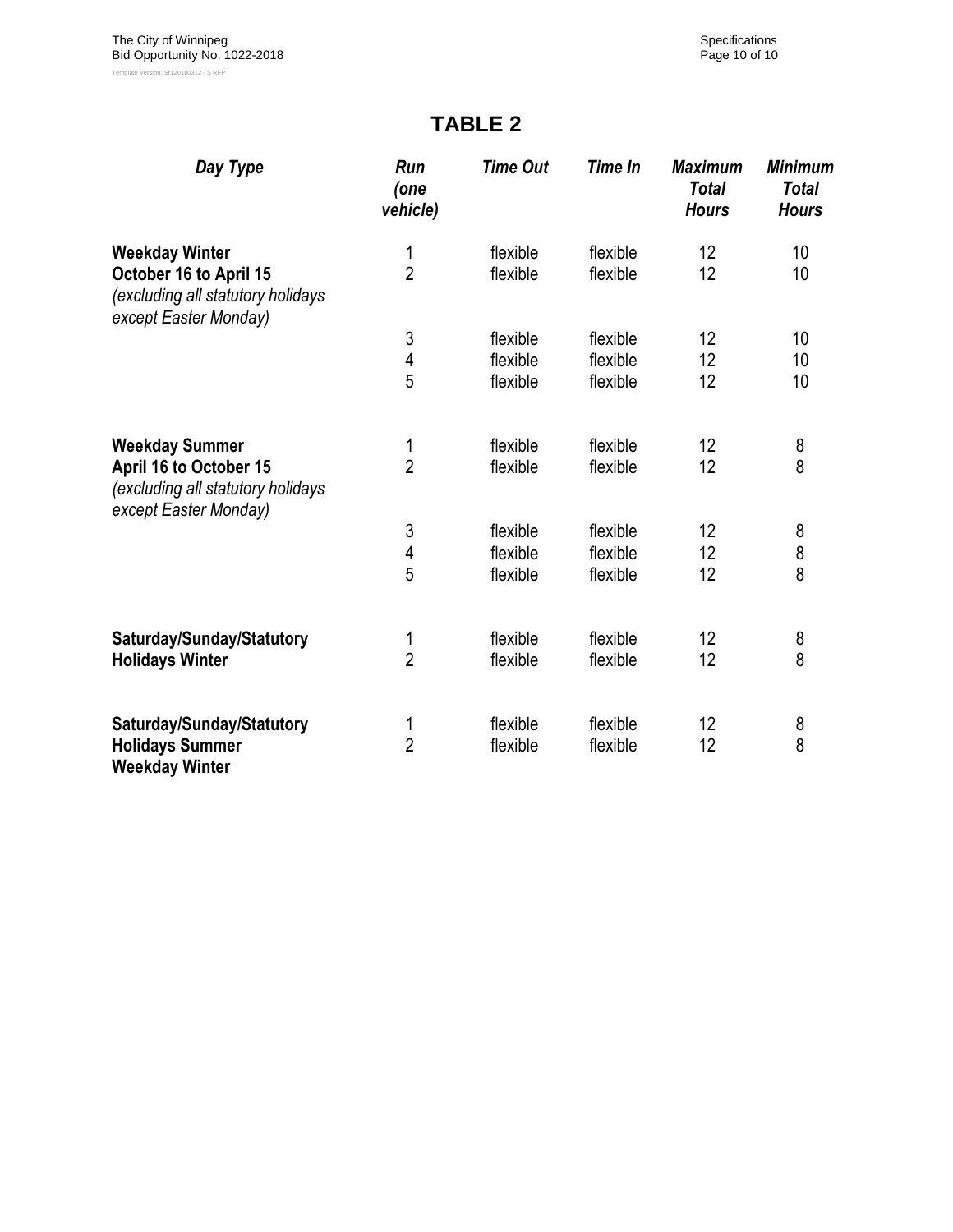# TABLE 2

| *Day Type* | *Run (one vehicle)* | *Time Out* | *Time In* | *Maximum Total Hours* | *Minimum Total Hours* |
|---|---|---|---|---|---|
| **Weekday Winter** | 1 | flexible | flexible | 12 | 10 |
| **October 16 to April 15** *(excluding all statutory holidays except Easter Monday)* | 2 | flexible | flexible | 12 | 10 |
| | 3 | flexible | flexible | 12 | 10 |
| | 4 | flexible | flexible | 12 | 10 |
| | 5 | flexible | flexible | 12 | 10 |
| **Weekday Summer** | 1 | flexible | flexible | 12 | 8 |
| **April 16 to October 15** *(excluding all statutory holidays except Easter Monday)* | 2 | flexible | flexible | 12 | 8 |
| | 3 | flexible | flexible | 12 | 8 |
| | 4 | flexible | flexible | 12 | 8 |
| | 5 | flexible | flexible | 12 | 8 |
| **Saturday/Sunday/Statutory** | 1 | flexible | flexible | 12 | 8 |
| **Holidays Winter** | 2 | flexible | flexible | 12 | 8 |
| **Saturday/Sunday/Statutory** | 1 | flexible | flexible | 12 | 8 |
| **Holidays Summer** **Weekday Winter** | 2 | flexible | flexible | 12 | 8 |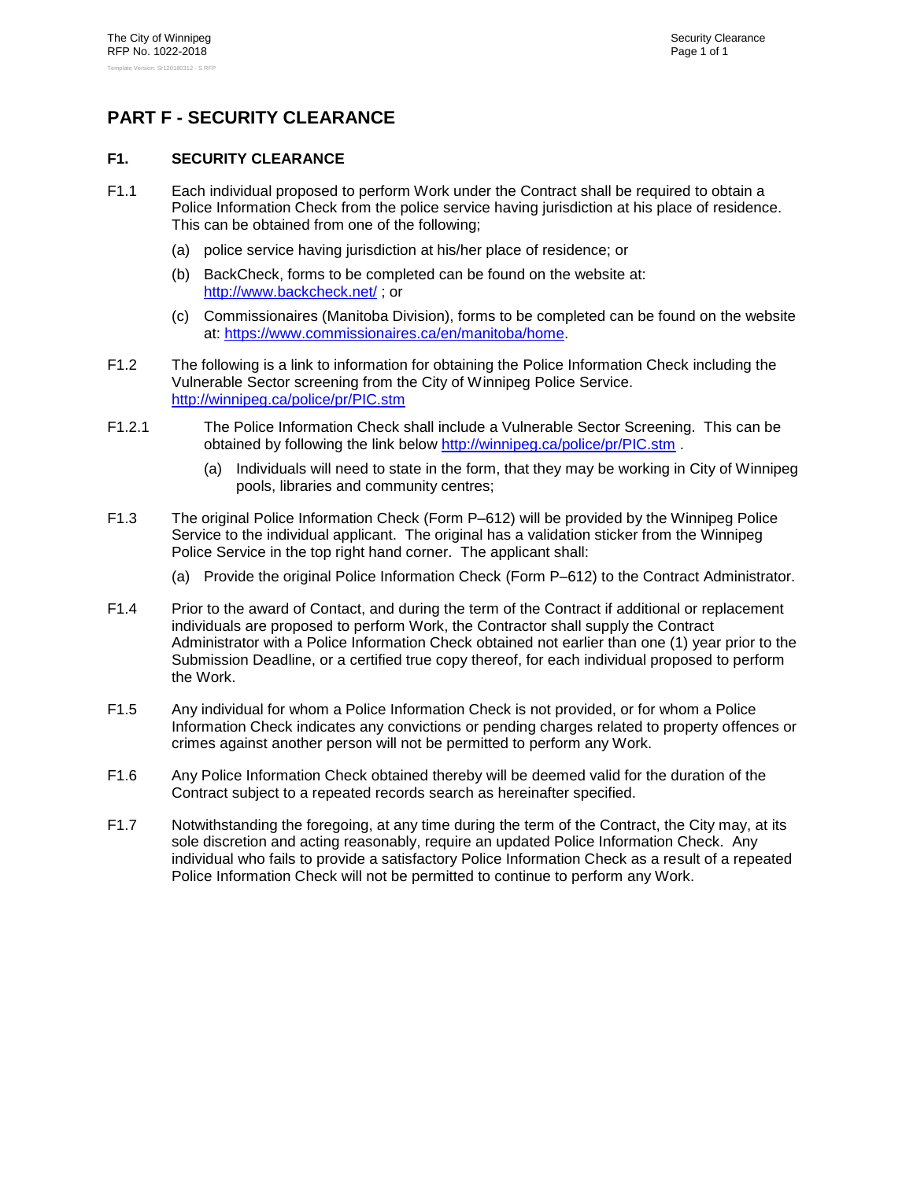## PART F - SECURITY CLEARANCE

### F1. SECURITY CLEARANCE

F1.1 Each individual proposed to perform Work under the Contract shall be required to obtain a Police Information Check from the police service having jurisdiction at his place of residence. This can be obtained from one of the following;

(a) police service having jurisdiction at his/her place of residence; or

(b) BackCheck, forms to be completed can be found on the website at: http://www.backcheck.net/ ; or

(c) Commissionaires (Manitoba Division), forms to be completed can be found on the website at: https://www.commissionaires.ca/en/manitoba/home.

F1.2 The following is a link to information for obtaining the Police Information Check including the Vulnerable Sector screening from the City of Winnipeg Police Service. http://winnipeg.ca/police/pr/PIC.stm

F1.2.1 The Police Information Check shall include a Vulnerable Sector Screening. This can be obtained by following the link below http://winnipeg.ca/police/pr/PIC.stm .

(a) Individuals will need to state in the form, that they may be working in City of Winnipeg pools, libraries and community centres;

F1.3 The original Police Information Check (Form P–612) will be provided by the Winnipeg Police Service to the individual applicant. The original has a validation sticker from the Winnipeg Police Service in the top right hand corner. The applicant shall:

(a) Provide the original Police Information Check (Form P–612) to the Contract Administrator.

F1.4 Prior to the award of Contact, and during the term of the Contract if additional or replacement individuals are proposed to perform Work, the Contractor shall supply the Contract Administrator with a Police Information Check obtained not earlier than one (1) year prior to the Submission Deadline, or a certified true copy thereof, for each individual proposed to perform the Work.

F1.5 Any individual for whom a Police Information Check is not provided, or for whom a Police Information Check indicates any convictions or pending charges related to property offences or crimes against another person will not be permitted to perform any Work.

F1.6 Any Police Information Check obtained thereby will be deemed valid for the duration of the Contract subject to a repeated records search as hereinafter specified.

F1.7 Notwithstanding the foregoing, at any time during the term of the Contract, the City may, at its sole discretion and acting reasonably, require an updated Police Information Check. Any individual who fails to provide a satisfactory Police Information Check as a result of a repeated Police Information Check will not be permitted to continue to perform any Work.